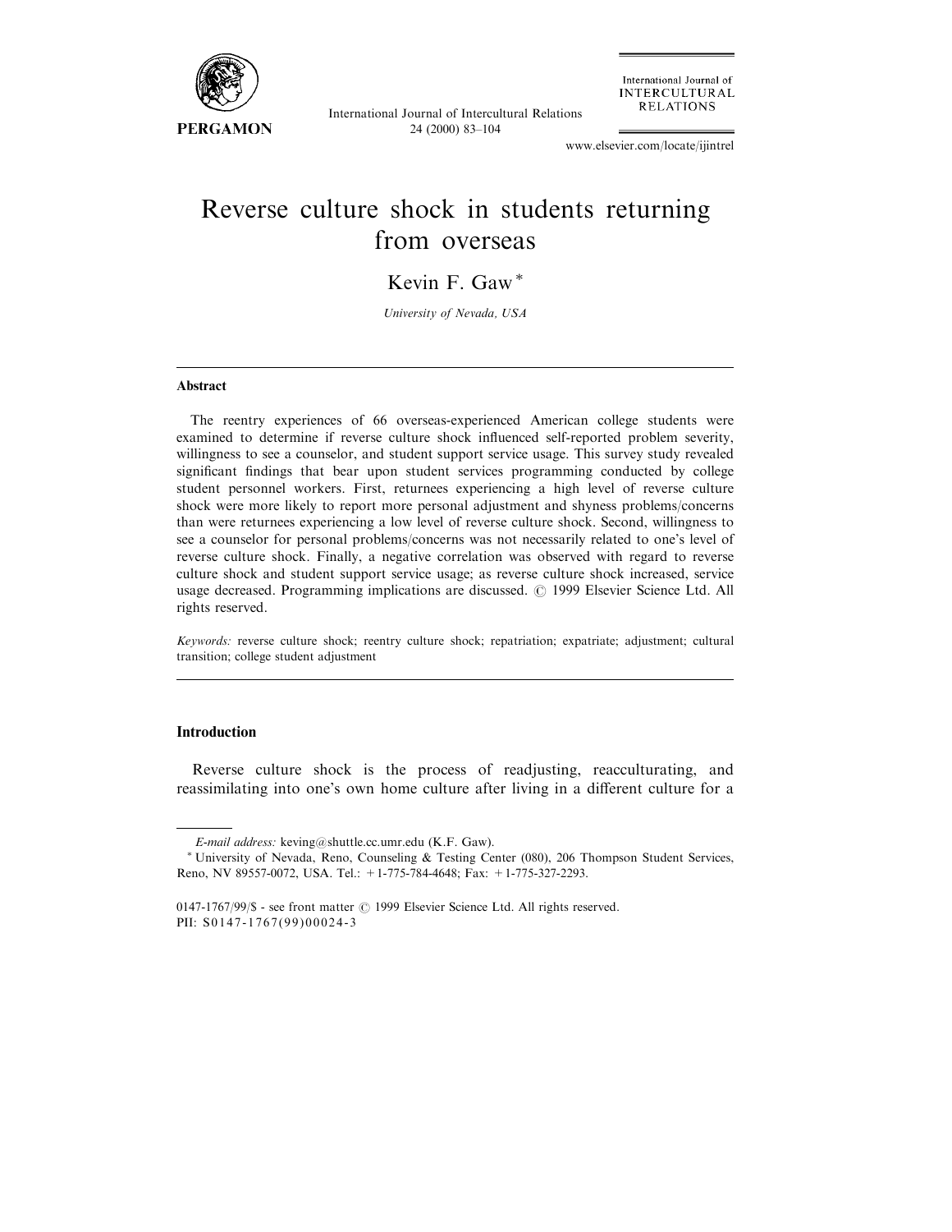# Reverse culture shock in students returning from overseas

Kevin F. Gaw*

*University of Nevada, USA*

---

### Abstract

The reentry experiences of 66 overseas-experienced American college students were examined to determine if reverse culture shock influenced self-reported problem severity, willingness to see a counselor, and student support service usage. This survey study revealed significant findings that bear upon student services programming conducted by college student personnel workers. First, returnees experiencing a high level of reverse culture shock were more likely to report more personal adjustment and shyness problems/concerns than were returnees experiencing a low level of reverse culture shock. Second, willingness to see a counselor for personal problems/concerns was not necessarily related to one's level of reverse culture shock. Finally, a negative correlation was observed with regard to reverse culture shock and student support service usage; as reverse culture shock increased, service usage decreased. Programming implications are discussed. © 1999 Elsevier Science Ltd. All rights reserved.

*Keywords:* reverse culture shock; reentry culture shock; repatriation; expatriate; adjustment; cultural transition; college student adjustment

---

## Introduction

Reverse culture shock is the process of readjusting, reacculturating, and reassimilating into one's own home culture after living in a different culture for a

---

*E-mail address:* keving@shuttle.cc.umr.edu (K.F. Gaw).

* University of Nevada, Reno, Counseling & Testing Center (080), 206 Thompson Student Services, Reno, NV 89557-0072, USA. Tel.: +1-775-784-4648; Fax: +1-775-327-2293.

0147-1767/99/$ - see front matter © 1999 Elsevier Science Ltd. All rights reserved.
PII: S0147-1767(99)00024-3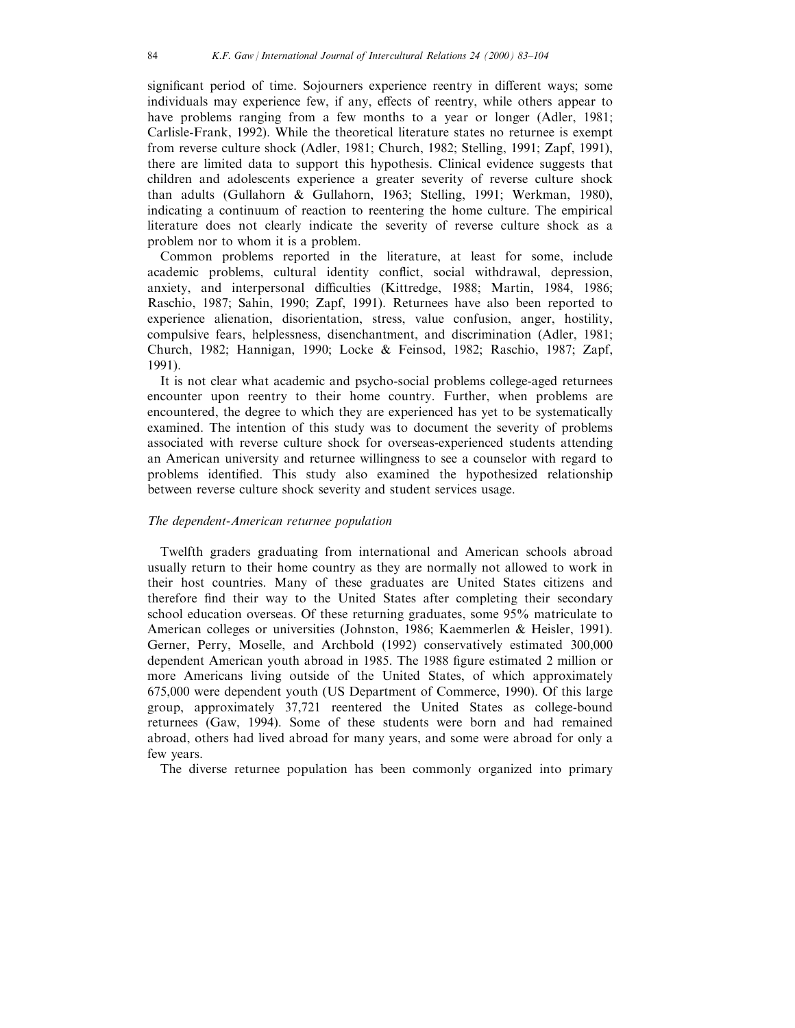significant period of time. Sojourners experience reentry in different ways; some individuals may experience few, if any, effects of reentry, while others appear to have problems ranging from a few months to a year or longer (Adler, 1981; Carlisle-Frank, 1992). While the theoretical literature states no returnee is exempt from reverse culture shock (Adler, 1981; Church, 1982; Stelling, 1991; Zapf, 1991), there are limited data to support this hypothesis. Clinical evidence suggests that children and adolescents experience a greater severity of reverse culture shock than adults (Gullahorn & Gullahorn, 1963; Stelling, 1991; Werkman, 1980), indicating a continuum of reaction to reentering the home culture. The empirical literature does not clearly indicate the severity of reverse culture shock as a problem nor to whom it is a problem.

Common problems reported in the literature, at least for some, include academic problems, cultural identity conflict, social withdrawal, depression, anxiety, and interpersonal difficulties (Kittredge, 1988; Martin, 1984, 1986; Raschio, 1987; Sahin, 1990; Zapf, 1991). Returnees have also been reported to experience alienation, disorientation, stress, value confusion, anger, hostility, compulsive fears, helplessness, disenchantment, and discrimination (Adler, 1981; Church, 1982; Hannigan, 1990; Locke & Feinsod, 1982; Raschio, 1987; Zapf, 1991).

It is not clear what academic and psycho-social problems college-aged returnees encounter upon reentry to their home country. Further, when problems are encountered, the degree to which they are experienced has yet to be systematically examined. The intention of this study was to document the severity of problems associated with reverse culture shock for overseas-experienced students attending an American university and returnee willingness to see a counselor with regard to problems identified. This study also examined the hypothesized relationship between reverse culture shock severity and student services usage.

### *The dependent-American returnee population*

Twelfth graders graduating from international and American schools abroad usually return to their home country as they are normally not allowed to work in their host countries. Many of these graduates are United States citizens and therefore find their way to the United States after completing their secondary school education overseas. Of these returning graduates, some 95% matriculate to American colleges or universities (Johnston, 1986; Kaemmerlen & Heisler, 1991). Gerner, Perry, Moselle, and Archbold (1992) conservatively estimated 300,000 dependent American youth abroad in 1985. The 1988 figure estimated 2 million or more Americans living outside of the United States, of which approximately 675,000 were dependent youth (US Department of Commerce, 1990). Of this large group, approximately 37,721 reentered the United States as college-bound returnees (Gaw, 1994). Some of these students were born and had remained abroad, others had lived abroad for many years, and some were abroad for only a few years.

The diverse returnee population has been commonly organized into primary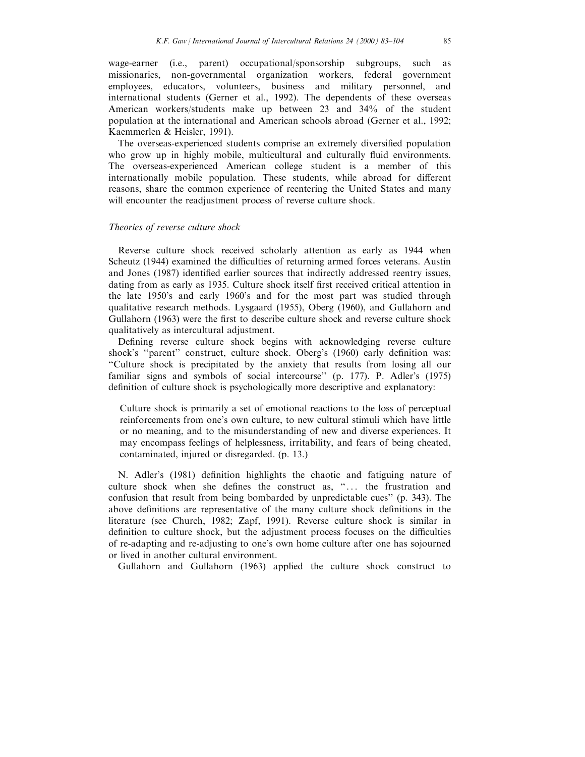wage-earner (i.e., parent) occupational/sponsorship subgroups, such as missionaries, non-governmental organization workers, federal government employees, educators, volunteers, business and military personnel, and international students (Gerner et al., 1992). The dependents of these overseas American workers/students make up between 23 and 34% of the student population at the international and American schools abroad (Gerner et al., 1992; Kaemmerlen & Heisler, 1991).

The overseas-experienced students comprise an extremely diversified population who grow up in highly mobile, multicultural and culturally fluid environments. The overseas-experienced American college student is a member of this internationally mobile population. These students, while abroad for different reasons, share the common experience of reentering the United States and many will encounter the readjustment process of reverse culture shock.

### *Theories of reverse culture shock*

Reverse culture shock received scholarly attention as early as 1944 when Scheutz (1944) examined the difficulties of returning armed forces veterans. Austin and Jones (1987) identified earlier sources that indirectly addressed reentry issues, dating from as early as 1935. Culture shock itself first received critical attention in the late 1950's and early 1960's and for the most part was studied through qualitative research methods. Lysgaard (1955), Oberg (1960), and Gullahorn and Gullahorn (1963) were the first to describe culture shock and reverse culture shock qualitatively as intercultural adjustment.

Defining reverse culture shock begins with acknowledging reverse culture shock's "parent" construct, culture shock. Oberg's (1960) early definition was: "Culture shock is precipitated by the anxiety that results from losing all our familiar signs and symbols of social intercourse" (p. 177). P. Adler's (1975) definition of culture shock is psychologically more descriptive and explanatory:

> Culture shock is primarily a set of emotional reactions to the loss of perceptual reinforcements from one's own culture, to new cultural stimuli which have little or no meaning, and to the misunderstanding of new and diverse experiences. It may encompass feelings of helplessness, irritability, and fears of being cheated, contaminated, injured or disregarded. (p. 13.)

N. Adler's (1981) definition highlights the chaotic and fatiguing nature of culture shock when she defines the construct as, "... the frustration and confusion that result from being bombarded by unpredictable cues" (p. 343). The above definitions are representative of the many culture shock definitions in the literature (see Church, 1982; Zapf, 1991). Reverse culture shock is similar in definition to culture shock, but the adjustment process focuses on the difficulties of re-adapting and re-adjusting to one's own home culture after one has sojourned or lived in another cultural environment.

Gullahorn and Gullahorn (1963) applied the culture shock construct to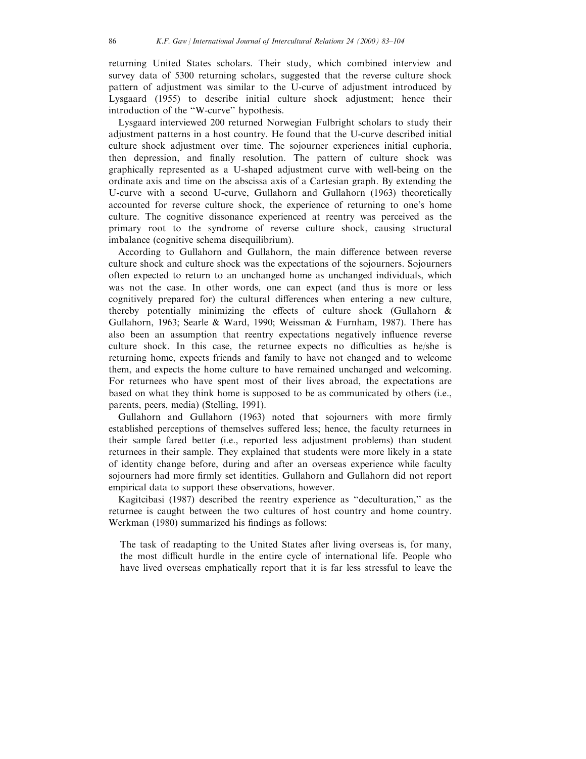returning United States scholars. Their study, which combined interview and survey data of 5300 returning scholars, suggested that the reverse culture shock pattern of adjustment was similar to the U-curve of adjustment introduced by Lysgaard (1955) to describe initial culture shock adjustment; hence their introduction of the "W-curve" hypothesis.

Lysgaard interviewed 200 returned Norwegian Fulbright scholars to study their adjustment patterns in a host country. He found that the U-curve described initial culture shock adjustment over time. The sojourner experiences initial euphoria, then depression, and finally resolution. The pattern of culture shock was graphically represented as a U-shaped adjustment curve with well-being on the ordinate axis and time on the abscissa axis of a Cartesian graph. By extending the U-curve with a second U-curve, Gullahorn and Gullahorn (1963) theoretically accounted for reverse culture shock, the experience of returning to one's home culture. The cognitive dissonance experienced at reentry was perceived as the primary root to the syndrome of reverse culture shock, causing structural imbalance (cognitive schema disequilibrium).

According to Gullahorn and Gullahorn, the main difference between reverse culture shock and culture shock was the expectations of the sojourners. Sojourners often expected to return to an unchanged home as unchanged individuals, which was not the case. In other words, one can expect (and thus is more or less cognitively prepared for) the cultural differences when entering a new culture, thereby potentially minimizing the effects of culture shock (Gullahorn & Gullahorn, 1963; Searle & Ward, 1990; Weissman & Furnham, 1987). There has also been an assumption that reentry expectations negatively influence reverse culture shock. In this case, the returnee expects no difficulties as he/she is returning home, expects friends and family to have not changed and to welcome them, and expects the home culture to have remained unchanged and welcoming. For returnees who have spent most of their lives abroad, the expectations are based on what they think home is supposed to be as communicated by others (i.e., parents, peers, media) (Stelling, 1991).

Gullahorn and Gullahorn (1963) noted that sojourners with more firmly established perceptions of themselves suffered less; hence, the faculty returnees in their sample fared better (i.e., reported less adjustment problems) than student returnees in their sample. They explained that students were more likely in a state of identity change before, during and after an overseas experience while faculty sojourners had more firmly set identities. Gullahorn and Gullahorn did not report empirical data to support these observations, however.

Kagitcibasi (1987) described the reentry experience as "deculturation," as the returnee is caught between the two cultures of host country and home country. Werkman (1980) summarized his findings as follows:

> The task of readapting to the United States after living overseas is, for many, the most difficult hurdle in the entire cycle of international life. People who have lived overseas emphatically report that it is far less stressful to leave the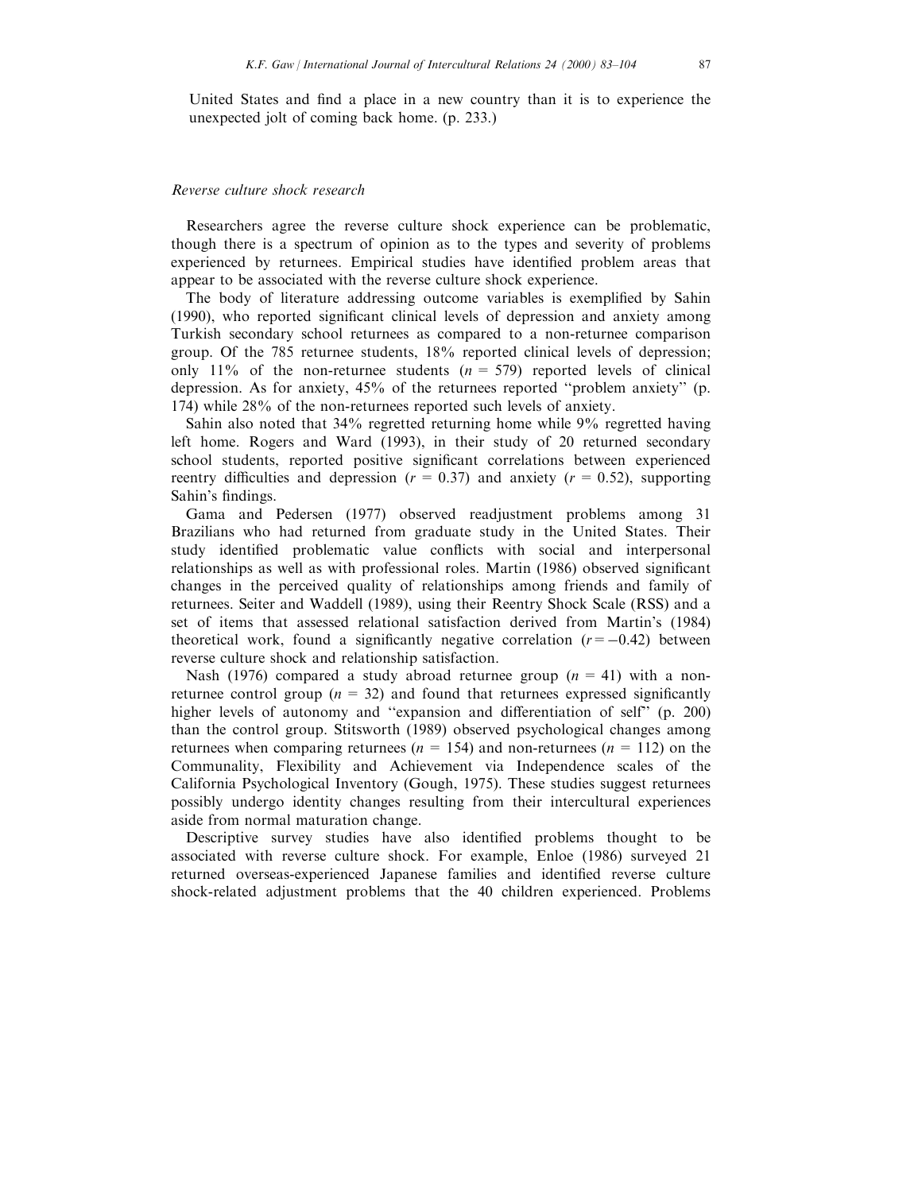United States and find a place in a new country than it is to experience the unexpected jolt of coming back home. (p. 233.)

### *Reverse culture shock research*

Researchers agree the reverse culture shock experience can be problematic, though there is a spectrum of opinion as to the types and severity of problems experienced by returnees. Empirical studies have identified problem areas that appear to be associated with the reverse culture shock experience.

The body of literature addressing outcome variables is exemplified by Sahin (1990), who reported significant clinical levels of depression and anxiety among Turkish secondary school returnees as compared to a non-returnee comparison group. Of the 785 returnee students, 18% reported clinical levels of depression; only 11% of the non-returnee students ($n$ = 579) reported levels of clinical depression. As for anxiety, 45% of the returnees reported "problem anxiety" (p. 174) while 28% of the non-returnees reported such levels of anxiety.

Sahin also noted that 34% regretted returning home while 9% regretted having left home. Rogers and Ward (1993), in their study of 20 returned secondary school students, reported positive significant correlations between experienced reentry difficulties and depression ($r$ = 0.37) and anxiety ($r$ = 0.52), supporting Sahin's findings.

Gama and Pedersen (1977) observed readjustment problems among 31 Brazilians who had returned from graduate study in the United States. Their study identified problematic value conflicts with social and interpersonal relationships as well as with professional roles. Martin (1986) observed significant changes in the perceived quality of relationships among friends and family of returnees. Seiter and Waddell (1989), using their Reentry Shock Scale (RSS) and a set of items that assessed relational satisfaction derived from Martin's (1984) theoretical work, found a significantly negative correlation ($r = -0.42$) between reverse culture shock and relationship satisfaction.

Nash (1976) compared a study abroad returnee group ($n$ = 41) with a non-returnee control group ($n$ = 32) and found that returnees expressed significantly higher levels of autonomy and "expansion and differentiation of self" (p. 200) than the control group. Stitsworth (1989) observed psychological changes among returnees when comparing returnees ($n$ = 154) and non-returnees ($n$ = 112) on the Communality, Flexibility and Achievement via Independence scales of the California Psychological Inventory (Gough, 1975). These studies suggest returnees possibly undergo identity changes resulting from their intercultural experiences aside from normal maturation change.

Descriptive survey studies have also identified problems thought to be associated with reverse culture shock. For example, Enloe (1986) surveyed 21 returned overseas-experienced Japanese families and identified reverse culture shock-related adjustment problems that the 40 children experienced. Problems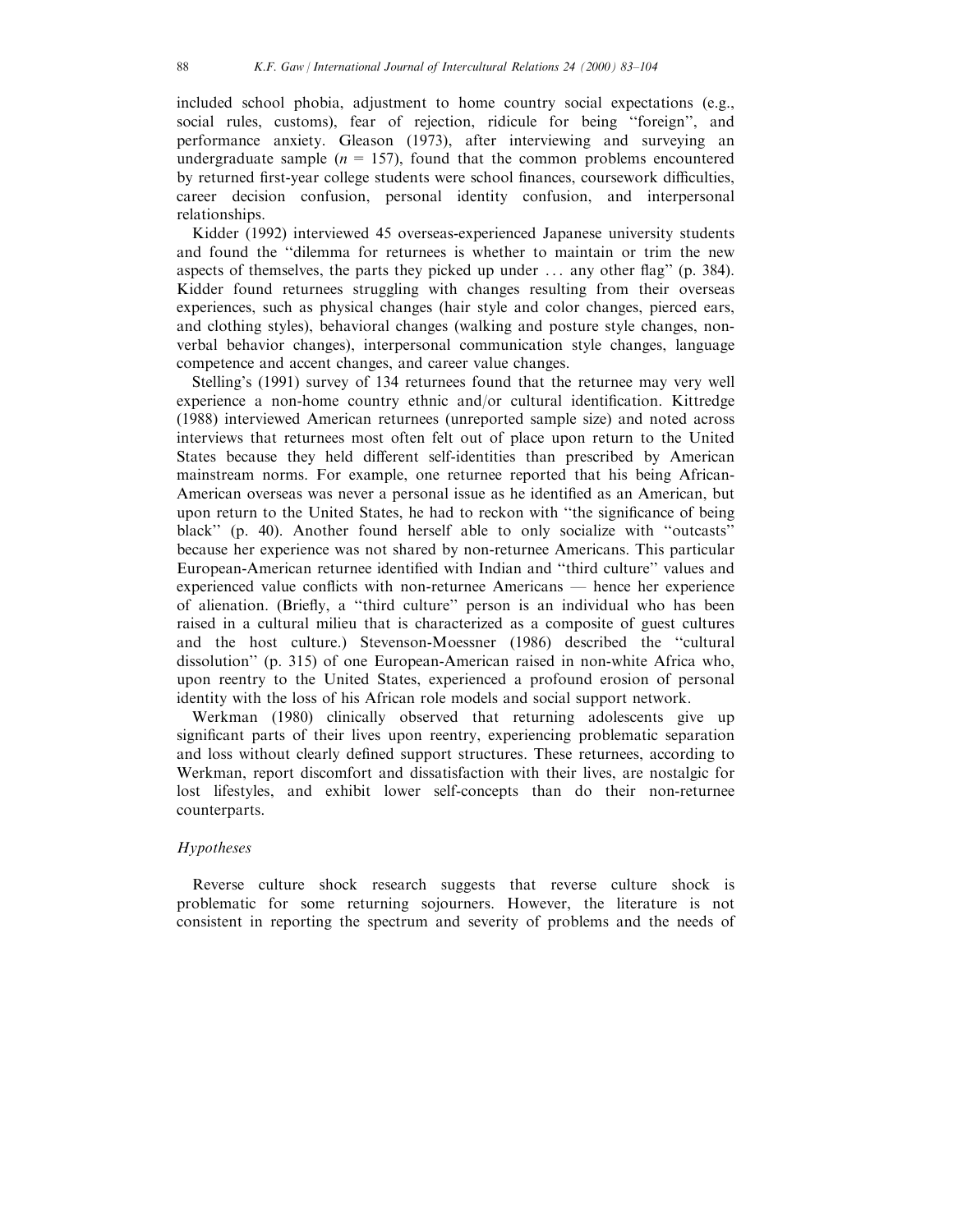included school phobia, adjustment to home country social expectations (e.g., social rules, customs), fear of rejection, ridicule for being "foreign", and performance anxiety. Gleason (1973), after interviewing and surveying an undergraduate sample ($n$ = 157), found that the common problems encountered by returned first-year college students were school finances, coursework difficulties, career decision confusion, personal identity confusion, and interpersonal relationships.

Kidder (1992) interviewed 45 overseas-experienced Japanese university students and found the "dilemma for returnees is whether to maintain or trim the new aspects of themselves, the parts they picked up under ... any other flag" (p. 384). Kidder found returnees struggling with changes resulting from their overseas experiences, such as physical changes (hair style and color changes, pierced ears, and clothing styles), behavioral changes (walking and posture style changes, non-verbal behavior changes), interpersonal communication style changes, language competence and accent changes, and career value changes.

Stelling's (1991) survey of 134 returnees found that the returnee may very well experience a non-home country ethnic and/or cultural identification. Kittredge (1988) interviewed American returnees (unreported sample size) and noted across interviews that returnees most often felt out of place upon return to the United States because they held different self-identities than prescribed by American mainstream norms. For example, one returnee reported that his being African-American overseas was never a personal issue as he identified as an American, but upon return to the United States, he had to reckon with "the significance of being black" (p. 40). Another found herself able to only socialize with "outcasts" because her experience was not shared by non-returnee Americans. This particular European-American returnee identified with Indian and "third culture" values and experienced value conflicts with non-returnee Americans — hence her experience of alienation. (Briefly, a "third culture" person is an individual who has been raised in a cultural milieu that is characterized as a composite of guest cultures and the host culture.) Stevenson-Moessner (1986) described the "cultural dissolution" (p. 315) of one European-American raised in non-white Africa who, upon reentry to the United States, experienced a profound erosion of personal identity with the loss of his African role models and social support network.

Werkman (1980) clinically observed that returning adolescents give up significant parts of their lives upon reentry, experiencing problematic separation and loss without clearly defined support structures. These returnees, according to Werkman, report discomfort and dissatisfaction with their lives, are nostalgic for lost lifestyles, and exhibit lower self-concepts than do their non-returnee counterparts.

### *Hypotheses*

Reverse culture shock research suggests that reverse culture shock is problematic for some returning sojourners. However, the literature is not consistent in reporting the spectrum and severity of problems and the needs of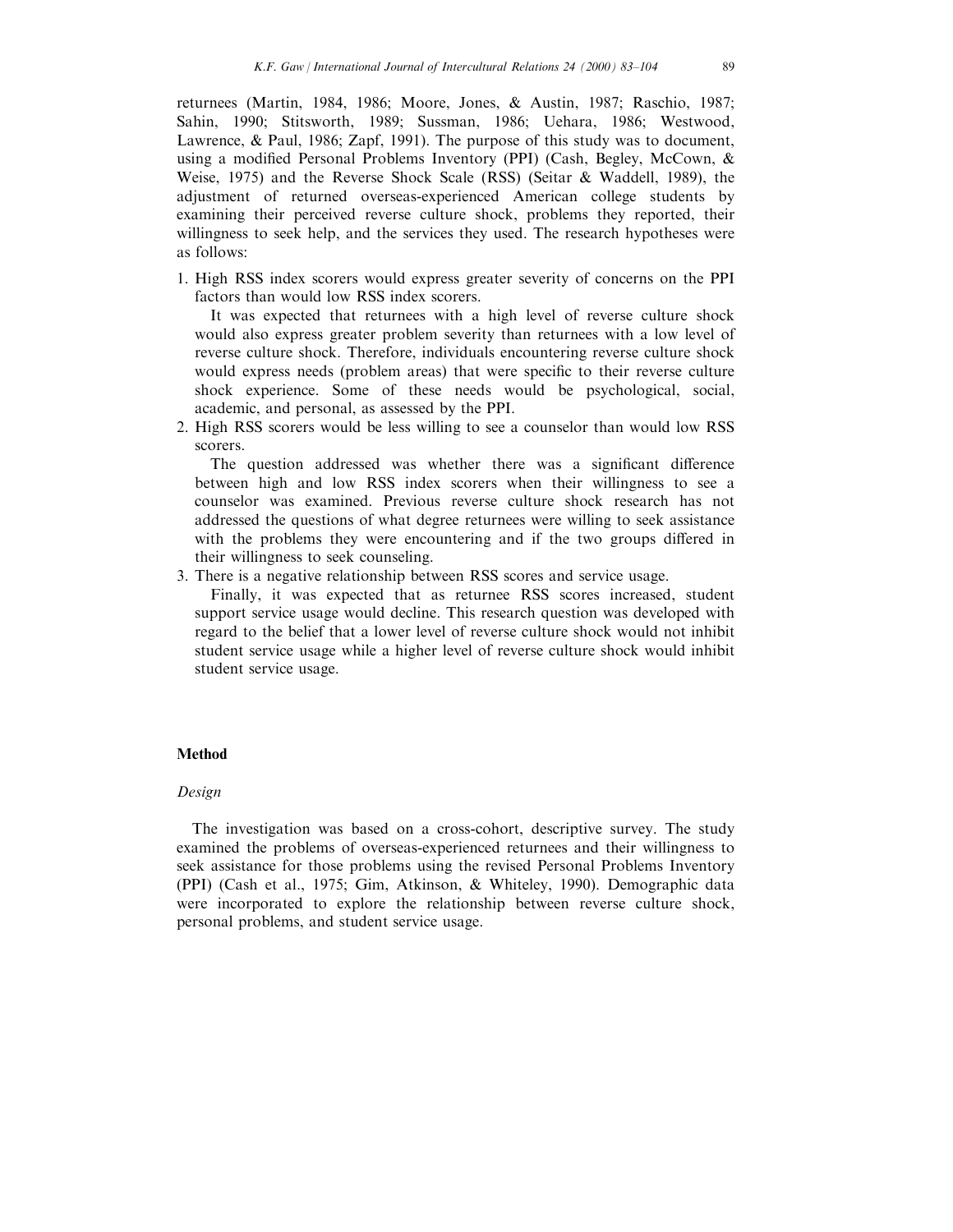returnees (Martin, 1984, 1986; Moore, Jones, & Austin, 1987; Raschio, 1987; Sahin, 1990; Stitsworth, 1989; Sussman, 1986; Uehara, 1986; Westwood, Lawrence, & Paul, 1986; Zapf, 1991). The purpose of this study was to document, using a modified Personal Problems Inventory (PPI) (Cash, Begley, McCown, & Weise, 1975) and the Reverse Shock Scale (RSS) (Seitar & Waddell, 1989), the adjustment of returned overseas-experienced American college students by examining their perceived reverse culture shock, problems they reported, their willingness to seek help, and the services they used. The research hypotheses were as follows:

1. High RSS index scorers would express greater severity of concerns on the PPI factors than would low RSS index scorers.

   It was expected that returnees with a high level of reverse culture shock would also express greater problem severity than returnees with a low level of reverse culture shock. Therefore, individuals encountering reverse culture shock would express needs (problem areas) that were specific to their reverse culture shock experience. Some of these needs would be psychological, social, academic, and personal, as assessed by the PPI.

2. High RSS scorers would be less willing to see a counselor than would low RSS scorers.

   The question addressed was whether there was a significant difference between high and low RSS index scorers when their willingness to see a counselor was examined. Previous reverse culture shock research has not addressed the questions of what degree returnees were willing to seek assistance with the problems they were encountering and if the two groups differed in their willingness to seek counseling.

3. There is a negative relationship between RSS scores and service usage.

   Finally, it was expected that as returnee RSS scores increased, student support service usage would decline. This research question was developed with regard to the belief that a lower level of reverse culture shock would not inhibit student service usage while a higher level of reverse culture shock would inhibit student service usage.

## Method

### *Design*

The investigation was based on a cross-cohort, descriptive survey. The study examined the problems of overseas-experienced returnees and their willingness to seek assistance for those problems using the revised Personal Problems Inventory (PPI) (Cash et al., 1975; Gim, Atkinson, & Whiteley, 1990). Demographic data were incorporated to explore the relationship between reverse culture shock, personal problems, and student service usage.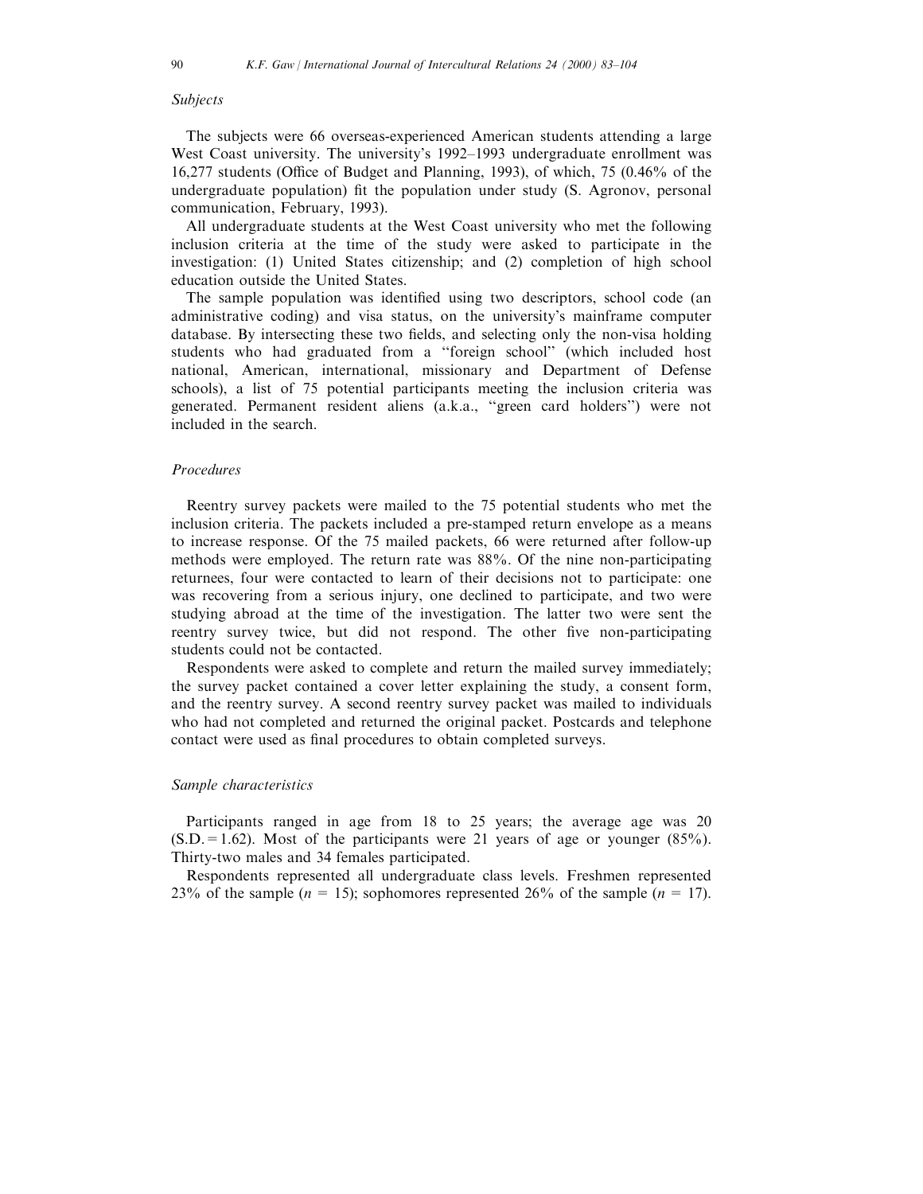### *Subjects*

The subjects were 66 overseas-experienced American students attending a large West Coast university. The university's 1992–1993 undergraduate enrollment was 16,277 students (Office of Budget and Planning, 1993), of which, 75 (0.46% of the undergraduate population) fit the population under study (S. Agronov, personal communication, February, 1993).

All undergraduate students at the West Coast university who met the following inclusion criteria at the time of the study were asked to participate in the investigation: (1) United States citizenship; and (2) completion of high school education outside the United States.

The sample population was identified using two descriptors, school code (an administrative coding) and visa status, on the university's mainframe computer database. By intersecting these two fields, and selecting only the non-visa holding students who had graduated from a "foreign school" (which included host national, American, international, missionary and Department of Defense schools), a list of 75 potential participants meeting the inclusion criteria was generated. Permanent resident aliens (a.k.a., "green card holders") were not included in the search.

### *Procedures*

Reentry survey packets were mailed to the 75 potential students who met the inclusion criteria. The packets included a pre-stamped return envelope as a means to increase response. Of the 75 mailed packets, 66 were returned after follow-up methods were employed. The return rate was 88%. Of the nine non-participating returnees, four were contacted to learn of their decisions not to participate: one was recovering from a serious injury, one declined to participate, and two were studying abroad at the time of the investigation. The latter two were sent the reentry survey twice, but did not respond. The other five non-participating students could not be contacted.

Respondents were asked to complete and return the mailed survey immediately; the survey packet contained a cover letter explaining the study, a consent form, and the reentry survey. A second reentry survey packet was mailed to individuals who had not completed and returned the original packet. Postcards and telephone contact were used as final procedures to obtain completed surveys.

### *Sample characteristics*

Participants ranged in age from 18 to 25 years; the average age was 20 (S.D. = 1.62). Most of the participants were 21 years of age or younger (85%). Thirty-two males and 34 females participated.

Respondents represented all undergraduate class levels. Freshmen represented 23% of the sample ($n$ = 15); sophomores represented 26% of the sample ($n$ = 17).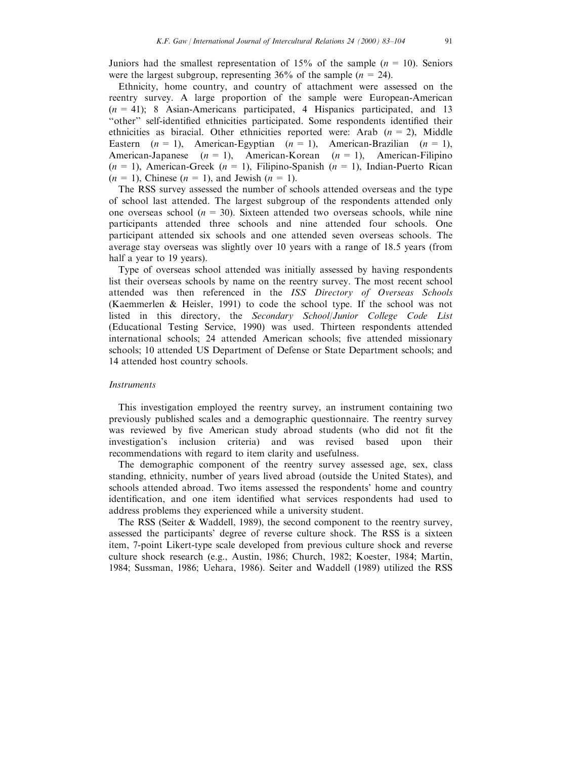Juniors had the smallest representation of 15% of the sample ($n = 10$). Seniors were the largest subgroup, representing 36% of the sample ($n = 24$).

Ethnicity, home country, and country of attachment were assessed on the reentry survey. A large proportion of the sample were European-American ($n = 41$); 8 Asian-Americans participated, 4 Hispanics participated, and 13 "other" self-identified ethnicities participated. Some respondents identified their ethnicities as biracial. Other ethnicities reported were: Arab ($n = 2$), Middle Eastern ($n = 1$), American-Egyptian ($n = 1$), American-Brazilian ($n = 1$), American-Japanese ($n = 1$), American-Korean ($n = 1$), American-Filipino ($n = 1$), American-Greek ($n = 1$), Filipino-Spanish ($n = 1$), Indian-Puerto Rican ($n = 1$), Chinese ($n = 1$), and Jewish ($n = 1$).

The RSS survey assessed the number of schools attended overseas and the type of school last attended. The largest subgroup of the respondents attended only one overseas school ($n = 30$). Sixteen attended two overseas schools, while nine participants attended three schools and nine attended four schools. One participant attended six schools and one attended seven overseas schools. The average stay overseas was slightly over 10 years with a range of 18.5 years (from half a year to 19 years).

Type of overseas school attended was initially assessed by having respondents list their overseas schools by name on the reentry survey. The most recent school attended was then referenced in the *ISS Directory of Overseas Schools* (Kaemmerlen & Heisler, 1991) to code the school type. If the school was not listed in this directory, the *Secondary School/Junior College Code List* (Educational Testing Service, 1990) was used. Thirteen respondents attended international schools; 24 attended American schools; five attended missionary schools; 10 attended US Department of Defense or State Department schools; and 14 attended host country schools.

### *Instruments*

This investigation employed the reentry survey, an instrument containing two previously published scales and a demographic questionnaire. The reentry survey was reviewed by five American study abroad students (who did not fit the investigation's inclusion criteria) and was revised based upon their recommendations with regard to item clarity and usefulness.

The demographic component of the reentry survey assessed age, sex, class standing, ethnicity, number of years lived abroad (outside the United States), and schools attended abroad. Two items assessed the respondents' home and country identification, and one item identified what services respondents had used to address problems they experienced while a university student.

The RSS (Seiter & Waddell, 1989), the second component to the reentry survey, assessed the participants' degree of reverse culture shock. The RSS is a sixteen item, 7-point Likert-type scale developed from previous culture shock and reverse culture shock research (e.g., Austin, 1986; Church, 1982; Koester, 1984; Martin, 1984; Sussman, 1986; Uehara, 1986). Seiter and Waddell (1989) utilized the RSS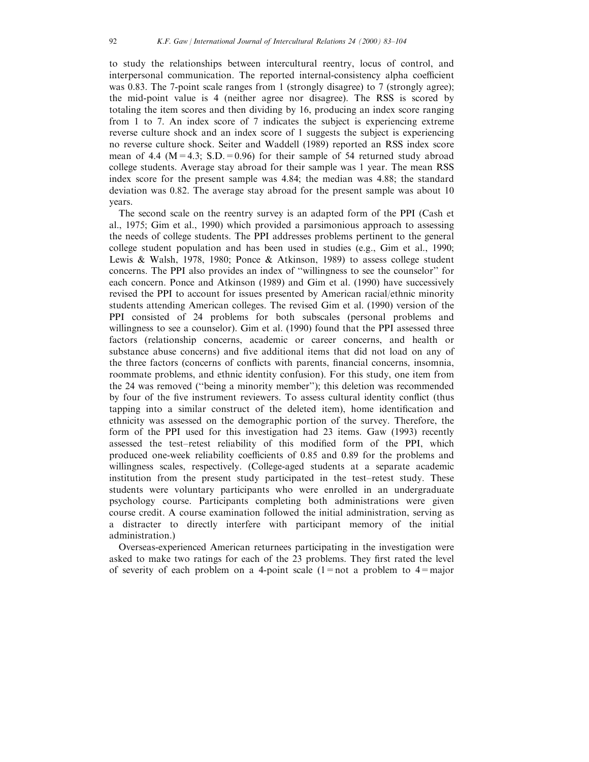to study the relationships between intercultural reentry, locus of control, and interpersonal communication. The reported internal-consistency alpha coefficient was 0.83. The 7-point scale ranges from 1 (strongly disagree) to 7 (strongly agree); the mid-point value is 4 (neither agree nor disagree). The RSS is scored by totaling the item scores and then dividing by 16, producing an index score ranging from 1 to 7. An index score of 7 indicates the subject is experiencing extreme reverse culture shock and an index score of 1 suggests the subject is experiencing no reverse culture shock. Seiter and Waddell (1989) reported an RSS index score mean of 4.4 ($M = 4.3$; $S.D. = 0.96$) for their sample of 54 returned study abroad college students. Average stay abroad for their sample was 1 year. The mean RSS index score for the present sample was 4.84; the median was 4.88; the standard deviation was 0.82. The average stay abroad for the present sample was about 10 years.

The second scale on the reentry survey is an adapted form of the PPI (Cash et al., 1975; Gim et al., 1990) which provided a parsimonious approach to assessing the needs of college students. The PPI addresses problems pertinent to the general college student population and has been used in studies (e.g., Gim et al., 1990; Lewis & Walsh, 1978, 1980; Ponce & Atkinson, 1989) to assess college student concerns. The PPI also provides an index of "willingness to see the counselor" for each concern. Ponce and Atkinson (1989) and Gim et al. (1990) have successively revised the PPI to account for issues presented by American racial/ethnic minority students attending American colleges. The revised Gim et al. (1990) version of the PPI consisted of 24 problems for both subscales (personal problems and willingness to see a counselor). Gim et al. (1990) found that the PPI assessed three factors (relationship concerns, academic or career concerns, and health or substance abuse concerns) and five additional items that did not load on any of the three factors (concerns of conflicts with parents, financial concerns, insomnia, roommate problems, and ethnic identity confusion). For this study, one item from the 24 was removed ("being a minority member"); this deletion was recommended by four of the five instrument reviewers. To assess cultural identity conflict (thus tapping into a similar construct of the deleted item), home identification and ethnicity was assessed on the demographic portion of the survey. Therefore, the form of the PPI used for this investigation had 23 items. Gaw (1993) recently assessed the test–retest reliability of this modified form of the PPI, which produced one-week reliability coefficients of 0.85 and 0.89 for the problems and willingness scales, respectively. (College-aged students at a separate academic institution from the present study participated in the test–retest study. These students were voluntary participants who were enrolled in an undergraduate psychology course. Participants completing both administrations were given course credit. A course examination followed the initial administration, serving as a distracter to directly interfere with participant memory of the initial administration.)

Overseas-experienced American returnees participating in the investigation were asked to make two ratings for each of the 23 problems. They first rated the level of severity of each problem on a 4-point scale (1 = not a problem to 4 = major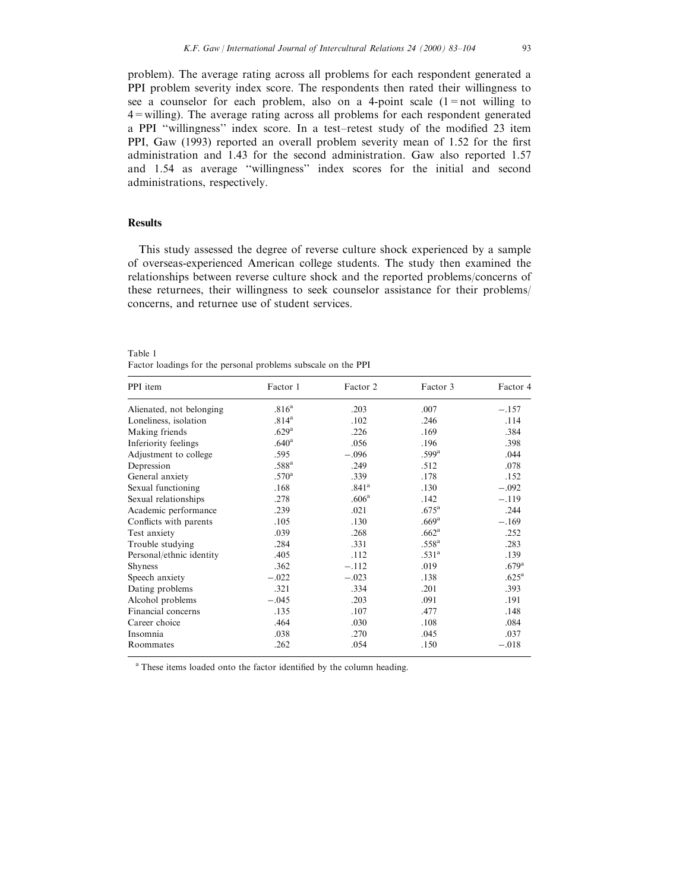problem). The average rating across all problems for each respondent generated a PPI problem severity index score. The respondents then rated their willingness to see a counselor for each problem, also on a 4-point scale (1 = not willing to 4 = willing). The average rating across all problems for each respondent generated a PPI "willingness" index score. In a test–retest study of the modified 23 item PPI, Gaw (1993) reported an overall problem severity mean of 1.52 for the first administration and 1.43 for the second administration. Gaw also reported 1.57 and 1.54 as average "willingness" index scores for the initial and second administrations, respectively.

## Results

This study assessed the degree of reverse culture shock experienced by a sample of overseas-experienced American college students. The study then examined the relationships between reverse culture shock and the reported problems/concerns of these returnees, their willingness to seek counselor assistance for their problems/concerns, and returnee use of student services.

Table 1
Factor loadings for the personal problems subscale on the PPI

| PPI item | Factor 1 | Factor 2 | Factor 3 | Factor 4 |
|---|---|---|---|---|
| Alienated, not belonging | .816[a] | .203 | .007 | −.157 |
| Loneliness, isolation | .814[a] | .102 | .246 | .114 |
| Making friends | .629[a] | .226 | .169 | .384 |
| Inferiority feelings | .640[a] | .056 | .196 | .398 |
| Adjustment to college | .595 | −.096 | .599[a] | .044 |
| Depression | .588[a] | .249 | .512 | .078 |
| General anxiety | .570[a] | .339 | .178 | .152 |
| Sexual functioning | .168 | .841[a] | .130 | −.092 |
| Sexual relationships | .278 | .606[a] | .142 | −.119 |
| Academic performance | .239 | .021 | .675[a] | .244 |
| Conflicts with parents | .105 | .130 | .669[a] | −.169 |
| Test anxiety | .039 | .268 | .662[a] | .252 |
| Trouble studying | .284 | .331 | .558[a] | .283 |
| Personal/ethnic identity | .405 | .112 | .531[a] | .139 |
| Shyness | .362 | −.112 | .019 | .679[a] |
| Speech anxiety | −.022 | −.023 | .138 | .625[a] |
| Dating problems | .321 | .334 | .201 | .393 |
| Alcohol problems | −.045 | .203 | .091 | .191 |
| Financial concerns | .135 | .107 | .477 | .148 |
| Career choice | .464 | .030 | .108 | .084 |
| Insomnia | .038 | .270 | .045 | .037 |
| Roommates | .262 | .054 | .150 | −.018 |

[a] These items loaded onto the factor identified by the column heading.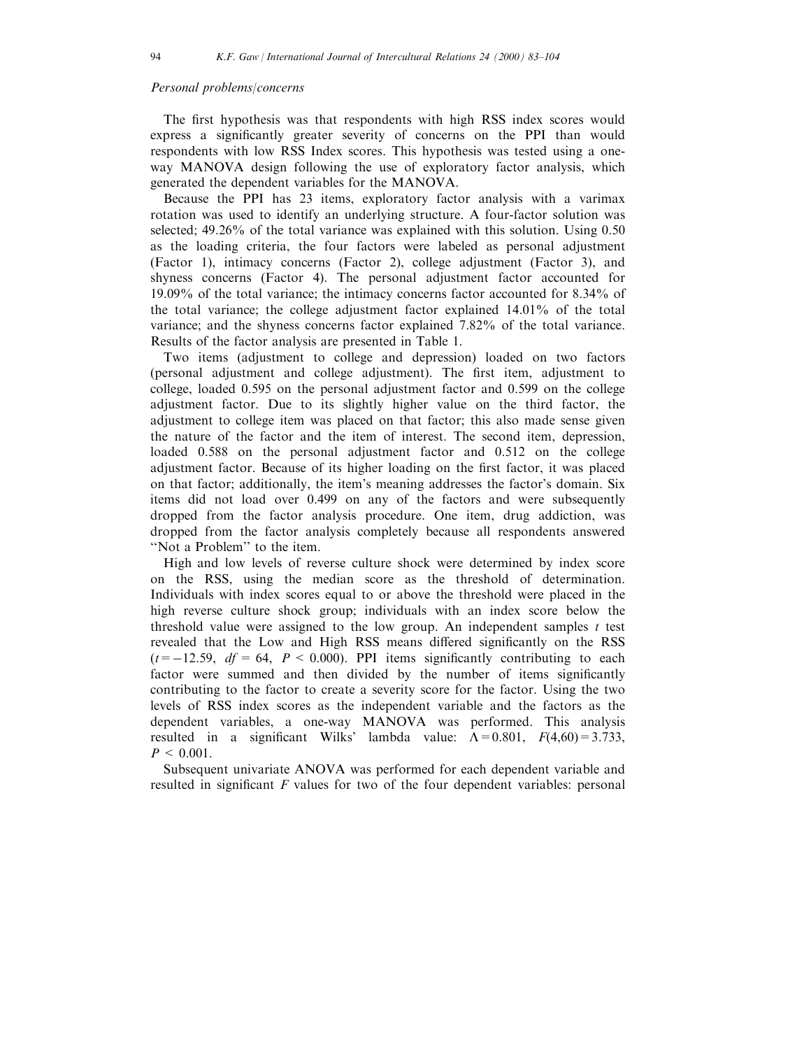*Personal problems/concerns*

The first hypothesis was that respondents with high RSS index scores would express a significantly greater severity of concerns on the PPI than would respondents with low RSS Index scores. This hypothesis was tested using a one-way MANOVA design following the use of exploratory factor analysis, which generated the dependent variables for the MANOVA.

Because the PPI has 23 items, exploratory factor analysis with a varimax rotation was used to identify an underlying structure. A four-factor solution was selected; 49.26% of the total variance was explained with this solution. Using 0.50 as the loading criteria, the four factors were labeled as personal adjustment (Factor 1), intimacy concerns (Factor 2), college adjustment (Factor 3), and shyness concerns (Factor 4). The personal adjustment factor accounted for 19.09% of the total variance; the intimacy concerns factor accounted for 8.34% of the total variance; the college adjustment factor explained 14.01% of the total variance; and the shyness concerns factor explained 7.82% of the total variance. Results of the factor analysis are presented in Table 1.

Two items (adjustment to college and depression) loaded on two factors (personal adjustment and college adjustment). The first item, adjustment to college, loaded 0.595 on the personal adjustment factor and 0.599 on the college adjustment factor. Due to its slightly higher value on the third factor, the adjustment to college item was placed on that factor; this also made sense given the nature of the factor and the item of interest. The second item, depression, loaded 0.588 on the personal adjustment factor and 0.512 on the college adjustment factor. Because of its higher loading on the first factor, it was placed on that factor; additionally, the item's meaning addresses the factor's domain. Six items did not load over 0.499 on any of the factors and were subsequently dropped from the factor analysis procedure. One item, drug addiction, was dropped from the factor analysis completely because all respondents answered "Not a Problem" to the item.

High and low levels of reverse culture shock were determined by index score on the RSS, using the median score as the threshold of determination. Individuals with index scores equal to or above the threshold were placed in the high reverse culture shock group; individuals with an index score below the threshold value were assigned to the low group. An independent samples $t$ test revealed that the Low and High RSS means differed significantly on the RSS ($t = -12.59$, $df = 64$, $P < 0.000$). PPI items significantly contributing to each factor were summed and then divided by the number of items significantly contributing to the factor to create a severity score for the factor. Using the two levels of RSS index scores as the independent variable and the factors as the dependent variables, a one-way MANOVA was performed. This analysis resulted in a significant Wilks' lambda value: $\Lambda = 0.801$, $F(4,60) = 3.733$, $P < 0.001$.

Subsequent univariate ANOVA was performed for each dependent variable and resulted in significant $F$ values for two of the four dependent variables: personal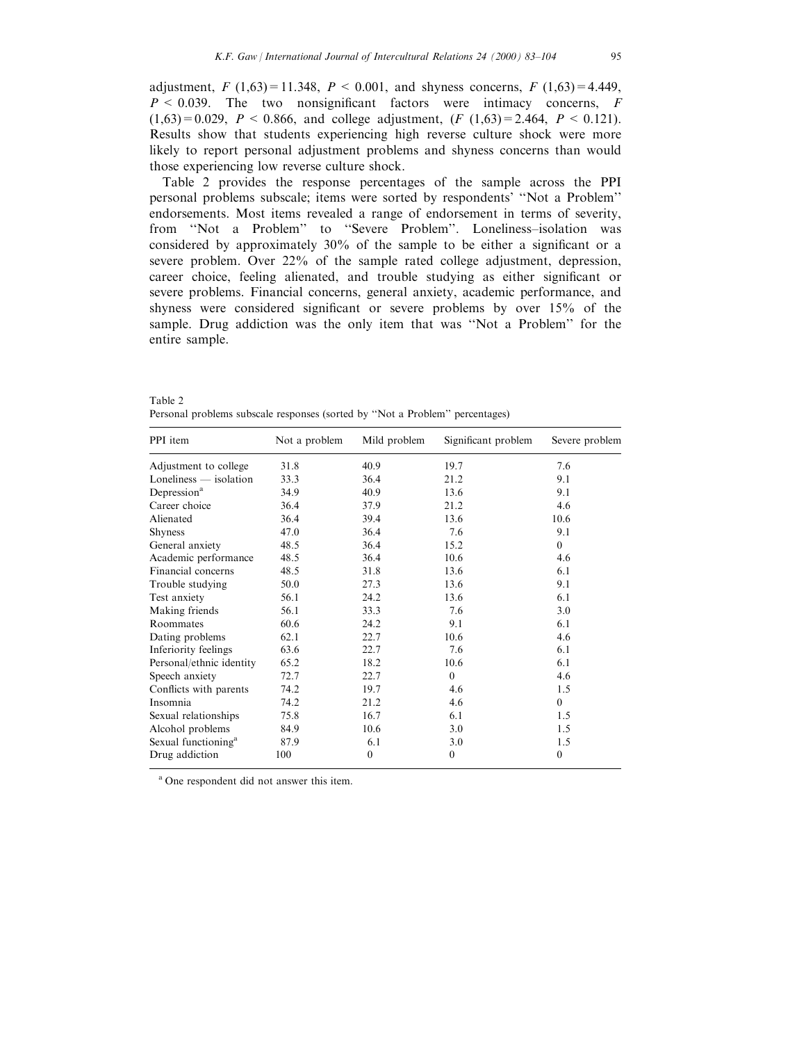adjustment, $F$ (1,63) = 11.348, $P < 0.001$, and shyness concerns, $F$ (1,63) = 4.449, $P < 0.039$. The two nonsignificant factors were intimacy concerns, $F$ (1,63) = 0.029, $P < 0.866$, and college adjustment, ($F$ (1,63) = 2.464, $P < 0.121$). Results show that students experiencing high reverse culture shock were more likely to report personal adjustment problems and shyness concerns than would those experiencing low reverse culture shock.

Table 2 provides the response percentages of the sample across the PPI personal problems subscale; items were sorted by respondents' "Not a Problem" endorsements. Most items revealed a range of endorsement in terms of severity, from "Not a Problem" to "Severe Problem". Loneliness–isolation was considered by approximately 30% of the sample to be either a significant or a severe problem. Over 22% of the sample rated college adjustment, depression, career choice, feeling alienated, and trouble studying as either significant or severe problems. Financial concerns, general anxiety, academic performance, and shyness were considered significant or severe problems by over 15% of the sample. Drug addiction was the only item that was "Not a Problem" for the entire sample.

Table 2
Personal problems subscale responses (sorted by "Not a Problem" percentages)

| PPI item | Not a problem | Mild problem | Significant problem | Severe problem |
|---|---|---|---|---|
| Adjustment to college | 31.8 | 40.9 | 19.7 | 7.6 |
| Loneliness — isolation | 33.3 | 36.4 | 21.2 | 9.1 |
| Depression[a] | 34.9 | 40.9 | 13.6 | 9.1 |
| Career choice | 36.4 | 37.9 | 21.2 | 4.6 |
| Alienated | 36.4 | 39.4 | 13.6 | 10.6 |
| Shyness | 47.0 | 36.4 | 7.6 | 9.1 |
| General anxiety | 48.5 | 36.4 | 15.2 | 0 |
| Academic performance | 48.5 | 36.4 | 10.6 | 4.6 |
| Financial concerns | 48.5 | 31.8 | 13.6 | 6.1 |
| Trouble studying | 50.0 | 27.3 | 13.6 | 9.1 |
| Test anxiety | 56.1 | 24.2 | 13.6 | 6.1 |
| Making friends | 56.1 | 33.3 | 7.6 | 3.0 |
| Roommates | 60.6 | 24.2 | 9.1 | 6.1 |
| Dating problems | 62.1 | 22.7 | 10.6 | 4.6 |
| Inferiority feelings | 63.6 | 22.7 | 7.6 | 6.1 |
| Personal/ethnic identity | 65.2 | 18.2 | 10.6 | 6.1 |
| Speech anxiety | 72.7 | 22.7 | 0 | 4.6 |
| Conflicts with parents | 74.2 | 19.7 | 4.6 | 1.5 |
| Insomnia | 74.2 | 21.2 | 4.6 | 0 |
| Sexual relationships | 75.8 | 16.7 | 6.1 | 1.5 |
| Alcohol problems | 84.9 | 10.6 | 3.0 | 1.5 |
| Sexual functioning[a] | 87.9 | 6.1 | 3.0 | 1.5 |
| Drug addiction | 100 | 0 | 0 | 0 |

[a] One respondent did not answer this item.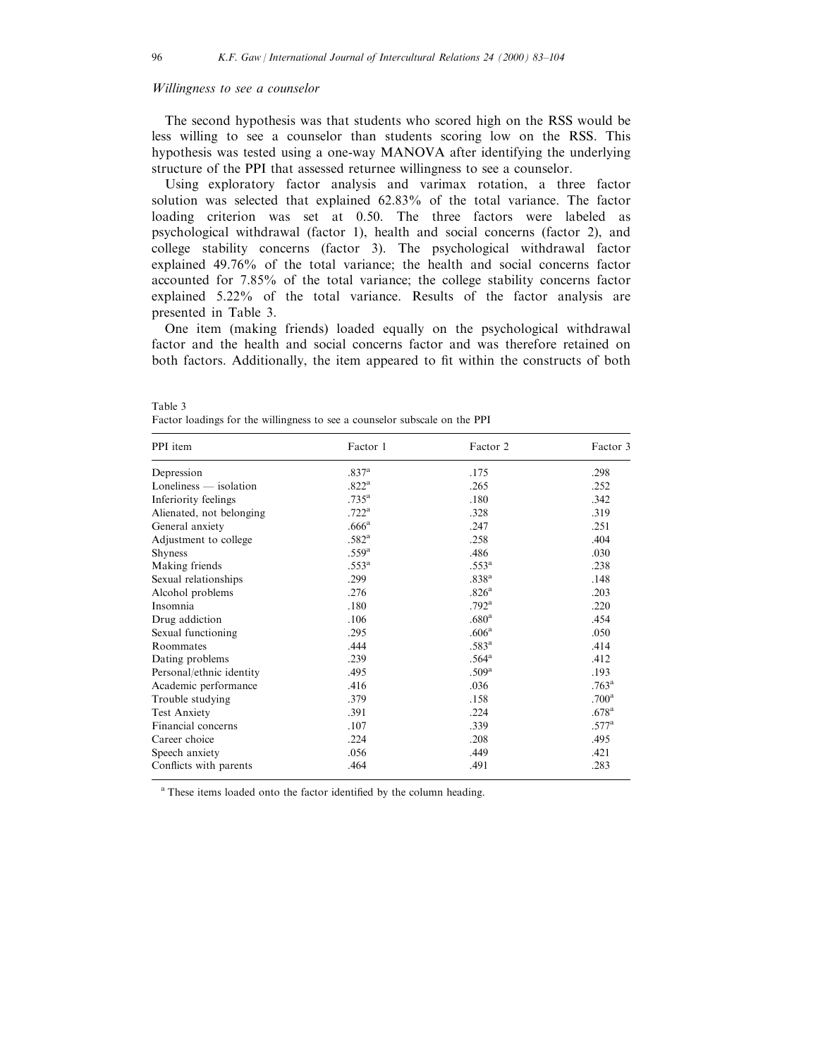### *Willingness to see a counselor*

The second hypothesis was that students who scored high on the RSS would be less willing to see a counselor than students scoring low on the RSS. This hypothesis was tested using a one-way MANOVA after identifying the underlying structure of the PPI that assessed returnee willingness to see a counselor.

Using exploratory factor analysis and varimax rotation, a three factor solution was selected that explained 62.83% of the total variance. The factor loading criterion was set at 0.50. The three factors were labeled as psychological withdrawal (factor 1), health and social concerns (factor 2), and college stability concerns (factor 3). The psychological withdrawal factor explained 49.76% of the total variance; the health and social concerns factor accounted for 7.85% of the total variance; the college stability concerns factor explained 5.22% of the total variance. Results of the factor analysis are presented in Table 3.

One item (making friends) loaded equally on the psychological withdrawal factor and the health and social concerns factor and was therefore retained on both factors. Additionally, the item appeared to fit within the constructs of both

Table 3
Factor loadings for the willingness to see a counselor subscale on the PPI

| PPI item | Factor 1 | Factor 2 | Factor 3 |
|---|---|---|---|
| Depression | .837[a] | .175 | .298 |
| Loneliness — isolation | .822[a] | .265 | .252 |
| Inferiority feelings | .735[a] | .180 | .342 |
| Alienated, not belonging | .722[a] | .328 | .319 |
| General anxiety | .666[a] | .247 | .251 |
| Adjustment to college | .582[a] | .258 | .404 |
| Shyness | .559[a] | .486 | .030 |
| Making friends | .553[a] | .553[a] | .238 |
| Sexual relationships | .299 | .838[a] | .148 |
| Alcohol problems | .276 | .826[a] | .203 |
| Insomnia | .180 | .792[a] | .220 |
| Drug addiction | .106 | .680[a] | .454 |
| Sexual functioning | .295 | .606[a] | .050 |
| Roommates | .444 | .583[a] | .414 |
| Dating problems | .239 | .564[a] | .412 |
| Personal/ethnic identity | .495 | .509[a] | .193 |
| Academic performance | .416 | .036 | .763[a] |
| Trouble studying | .379 | .158 | .700[a] |
| Test Anxiety | .391 | .224 | .678[a] |
| Financial concerns | .107 | .339 | .577[a] |
| Career choice | .224 | .208 | .495 |
| Speech anxiety | .056 | .449 | .421 |
| Conflicts with parents | .464 | .491 | .283 |

[a] These items loaded onto the factor identified by the column heading.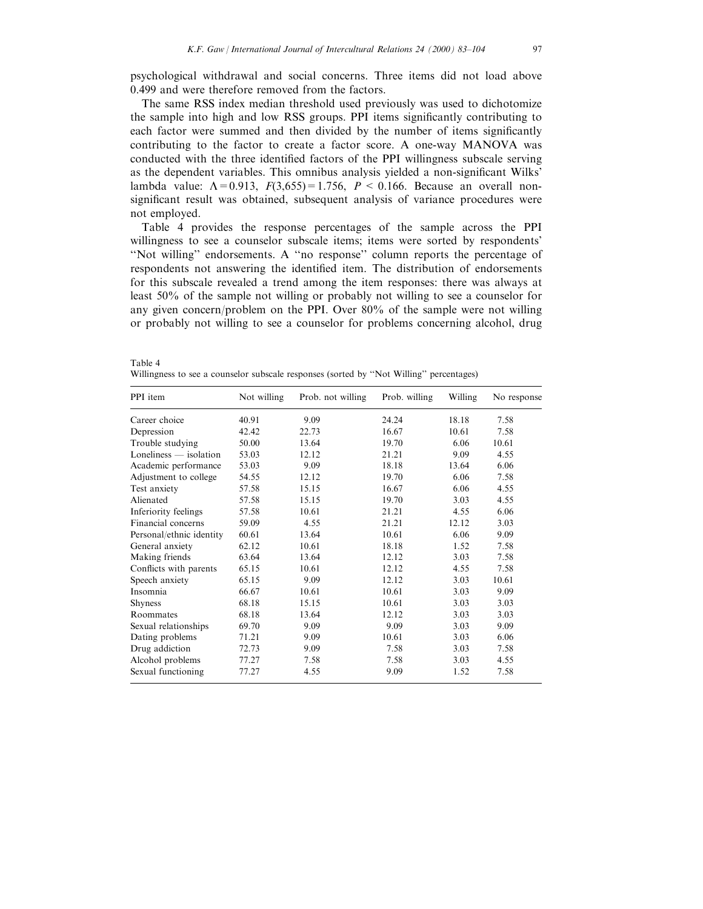psychological withdrawal and social concerns. Three items did not load above 0.499 and were therefore removed from the factors.

The same RSS index median threshold used previously was used to dichotomize the sample into high and low RSS groups. PPI items significantly contributing to each factor were summed and then divided by the number of items significantly contributing to the factor to create a factor score. A one-way MANOVA was conducted with the three identified factors of the PPI willingness subscale serving as the dependent variables. This omnibus analysis yielded a non-significant Wilks' lambda value: $\Lambda = 0.913$, $F(3,655) = 1.756$, $P < 0.166$. Because an overall non-significant result was obtained, subsequent analysis of variance procedures were not employed.

Table 4 provides the response percentages of the sample across the PPI willingness to see a counselor subscale items; items were sorted by respondents' "Not willing" endorsements. A "no response" column reports the percentage of respondents not answering the identified item. The distribution of endorsements for this subscale revealed a trend among the item responses: there was always at least 50% of the sample not willing or probably not willing to see a counselor for any given concern/problem on the PPI. Over 80% of the sample were not willing or probably not willing to see a counselor for problems concerning alcohol, drug

Table 4
Willingness to see a counselor subscale responses (sorted by "Not Willing" percentages)

| PPI item | Not willing | Prob. not willing | Prob. willing | Willing | No response |
|---|---|---|---|---|---|
| Career choice | 40.91 | 9.09 | 24.24 | 18.18 | 7.58 |
| Depression | 42.42 | 22.73 | 16.67 | 10.61 | 7.58 |
| Trouble studying | 50.00 | 13.64 | 19.70 | 6.06 | 10.61 |
| Loneliness — isolation | 53.03 | 12.12 | 21.21 | 9.09 | 4.55 |
| Academic performance | 53.03 | 9.09 | 18.18 | 13.64 | 6.06 |
| Adjustment to college | 54.55 | 12.12 | 19.70 | 6.06 | 7.58 |
| Test anxiety | 57.58 | 15.15 | 16.67 | 6.06 | 4.55 |
| Alienated | 57.58 | 15.15 | 19.70 | 3.03 | 4.55 |
| Inferiority feelings | 57.58 | 10.61 | 21.21 | 4.55 | 6.06 |
| Financial concerns | 59.09 | 4.55 | 21.21 | 12.12 | 3.03 |
| Personal/ethnic identity | 60.61 | 13.64 | 10.61 | 6.06 | 9.09 |
| General anxiety | 62.12 | 10.61 | 18.18 | 1.52 | 7.58 |
| Making friends | 63.64 | 13.64 | 12.12 | 3.03 | 7.58 |
| Conflicts with parents | 65.15 | 10.61 | 12.12 | 4.55 | 7.58 |
| Speech anxiety | 65.15 | 9.09 | 12.12 | 3.03 | 10.61 |
| Insomnia | 66.67 | 10.61 | 10.61 | 3.03 | 9.09 |
| Shyness | 68.18 | 15.15 | 10.61 | 3.03 | 3.03 |
| Roommates | 68.18 | 13.64 | 12.12 | 3.03 | 3.03 |
| Sexual relationships | 69.70 | 9.09 | 9.09 | 3.03 | 9.09 |
| Dating problems | 71.21 | 9.09 | 10.61 | 3.03 | 6.06 |
| Drug addiction | 72.73 | 9.09 | 7.58 | 3.03 | 7.58 |
| Alcohol problems | 77.27 | 7.58 | 7.58 | 3.03 | 4.55 |
| Sexual functioning | 77.27 | 4.55 | 9.09 | 1.52 | 7.58 |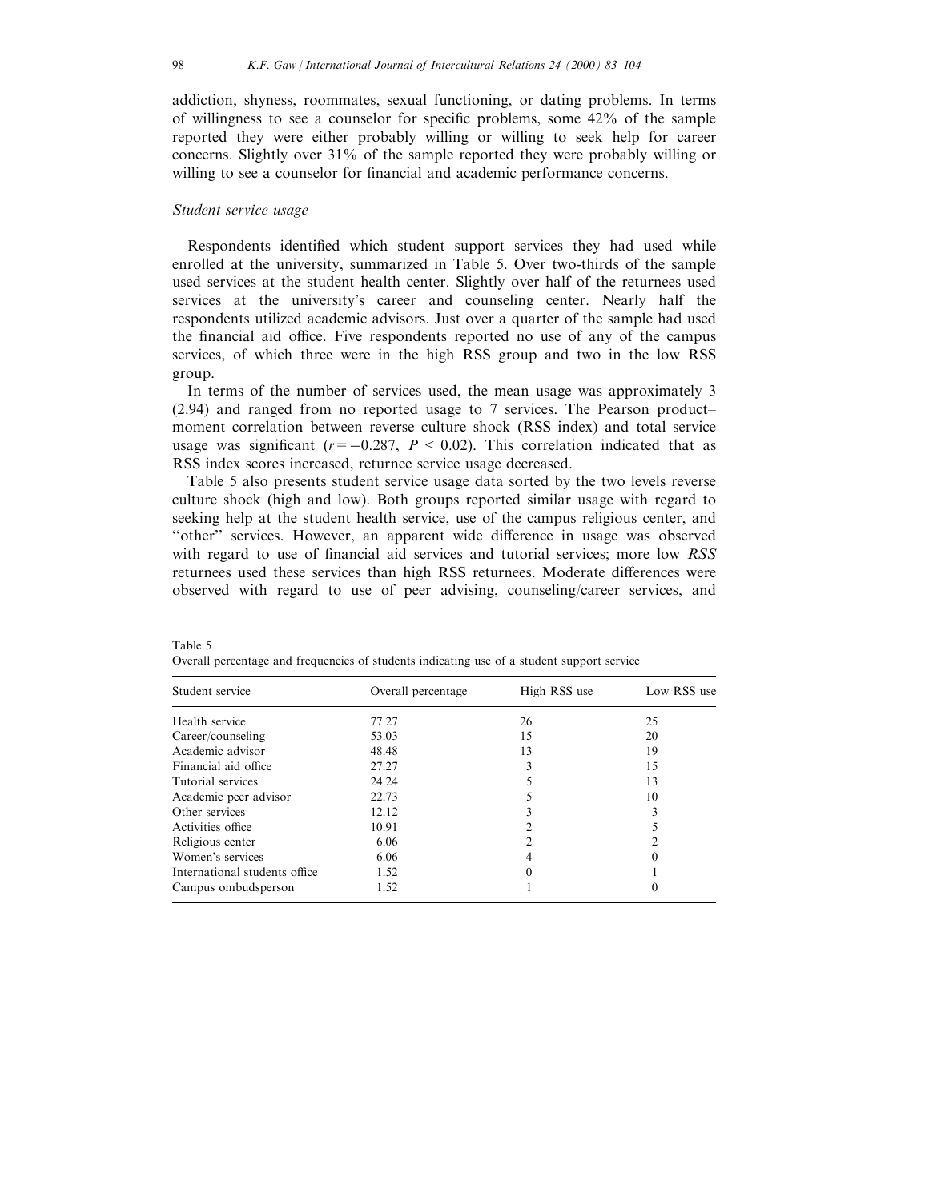addiction, shyness, roommates, sexual functioning, or dating problems. In terms of willingness to see a counselor for specific problems, some 42% of the sample reported they were either probably willing or willing to seek help for career concerns. Slightly over 31% of the sample reported they were probably willing or willing to see a counselor for financial and academic performance concerns.

### *Student service usage*

Respondents identified which student support services they had used while enrolled at the university, summarized in Table 5. Over two-thirds of the sample used services at the student health center. Slightly over half of the returnees used services at the university's career and counseling center. Nearly half the respondents utilized academic advisors. Just over a quarter of the sample had used the financial aid office. Five respondents reported no use of any of the campus services, of which three were in the high RSS group and two in the low RSS group.

In terms of the number of services used, the mean usage was approximately 3 (2.94) and ranged from no reported usage to 7 services. The Pearson product–moment correlation between reverse culture shock (RSS index) and total service usage was significant ($r = -0.287$, $P < 0.02$). This correlation indicated that as RSS index scores increased, returnee service usage decreased.

Table 5 also presents student service usage data sorted by the two levels reverse culture shock (high and low). Both groups reported similar usage with regard to seeking help at the student health service, use of the campus religious center, and "other" services. However, an apparent wide difference in usage was observed with regard to use of financial aid services and tutorial services; more low *RSS* returnees used these services than high RSS returnees. Moderate differences were observed with regard to use of peer advising, counseling/career services, and

Table 5
Overall percentage and frequencies of students indicating use of a student support service

| Student service | Overall percentage | High RSS use | Low RSS use |
|---|---|---|---|
| Health service | 77.27 | 26 | 25 |
| Career/counseling | 53.03 | 15 | 20 |
| Academic advisor | 48.48 | 13 | 19 |
| Financial aid office | 27.27 | 3 | 15 |
| Tutorial services | 24.24 | 5 | 13 |
| Academic peer advisor | 22.73 | 5 | 10 |
| Other services | 12.12 | 3 | 3 |
| Activities office | 10.91 | 2 | 5 |
| Religious center | 6.06 | 2 | 2 |
| Women's services | 6.06 | 4 | 0 |
| International students office | 1.52 | 0 | 1 |
| Campus ombudsperson | 1.52 | 1 | 0 |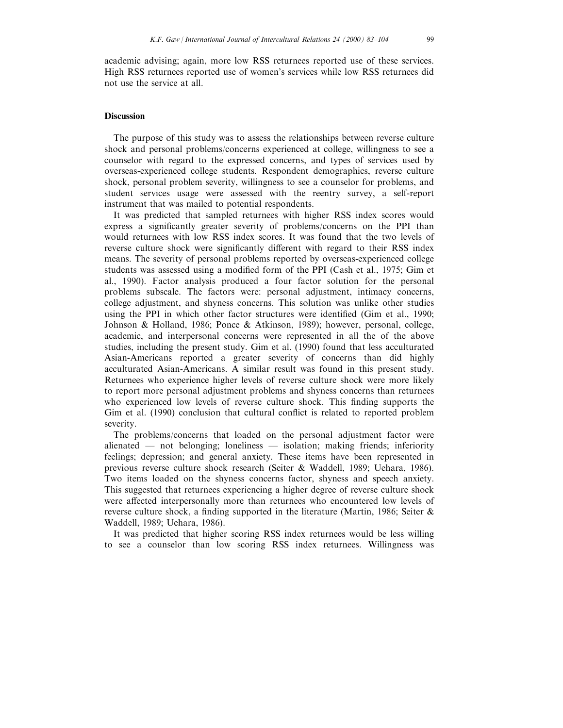academic advising; again, more low RSS returnees reported use of these services. High RSS returnees reported use of women's services while low RSS returnees did not use the service at all.

## Discussion

The purpose of this study was to assess the relationships between reverse culture shock and personal problems/concerns experienced at college, willingness to see a counselor with regard to the expressed concerns, and types of services used by overseas-experienced college students. Respondent demographics, reverse culture shock, personal problem severity, willingness to see a counselor for problems, and student services usage were assessed with the reentry survey, a self-report instrument that was mailed to potential respondents.

It was predicted that sampled returnees with higher RSS index scores would express a significantly greater severity of problems/concerns on the PPI than would returnees with low RSS index scores. It was found that the two levels of reverse culture shock were significantly different with regard to their RSS index means. The severity of personal problems reported by overseas-experienced college students was assessed using a modified form of the PPI (Cash et al., 1975; Gim et al., 1990). Factor analysis produced a four factor solution for the personal problems subscale. The factors were: personal adjustment, intimacy concerns, college adjustment, and shyness concerns. This solution was unlike other studies using the PPI in which other factor structures were identified (Gim et al., 1990; Johnson & Holland, 1986; Ponce & Atkinson, 1989); however, personal, college, academic, and interpersonal concerns were represented in all the of the above studies, including the present study. Gim et al. (1990) found that less acculturated Asian-Americans reported a greater severity of concerns than did highly acculturated Asian-Americans. A similar result was found in this present study. Returnees who experience higher levels of reverse culture shock were more likely to report more personal adjustment problems and shyness concerns than returnees who experienced low levels of reverse culture shock. This finding supports the Gim et al. (1990) conclusion that cultural conflict is related to reported problem severity.

The problems/concerns that loaded on the personal adjustment factor were alienated — not belonging; loneliness — isolation; making friends; inferiority feelings; depression; and general anxiety. These items have been represented in previous reverse culture shock research (Seiter & Waddell, 1989; Uehara, 1986). Two items loaded on the shyness concerns factor, shyness and speech anxiety. This suggested that returnees experiencing a higher degree of reverse culture shock were affected interpersonally more than returnees who encountered low levels of reverse culture shock, a finding supported in the literature (Martin, 1986; Seiter & Waddell, 1989; Uehara, 1986).

It was predicted that higher scoring RSS index returnees would be less willing to see a counselor than low scoring RSS index returnees. Willingness was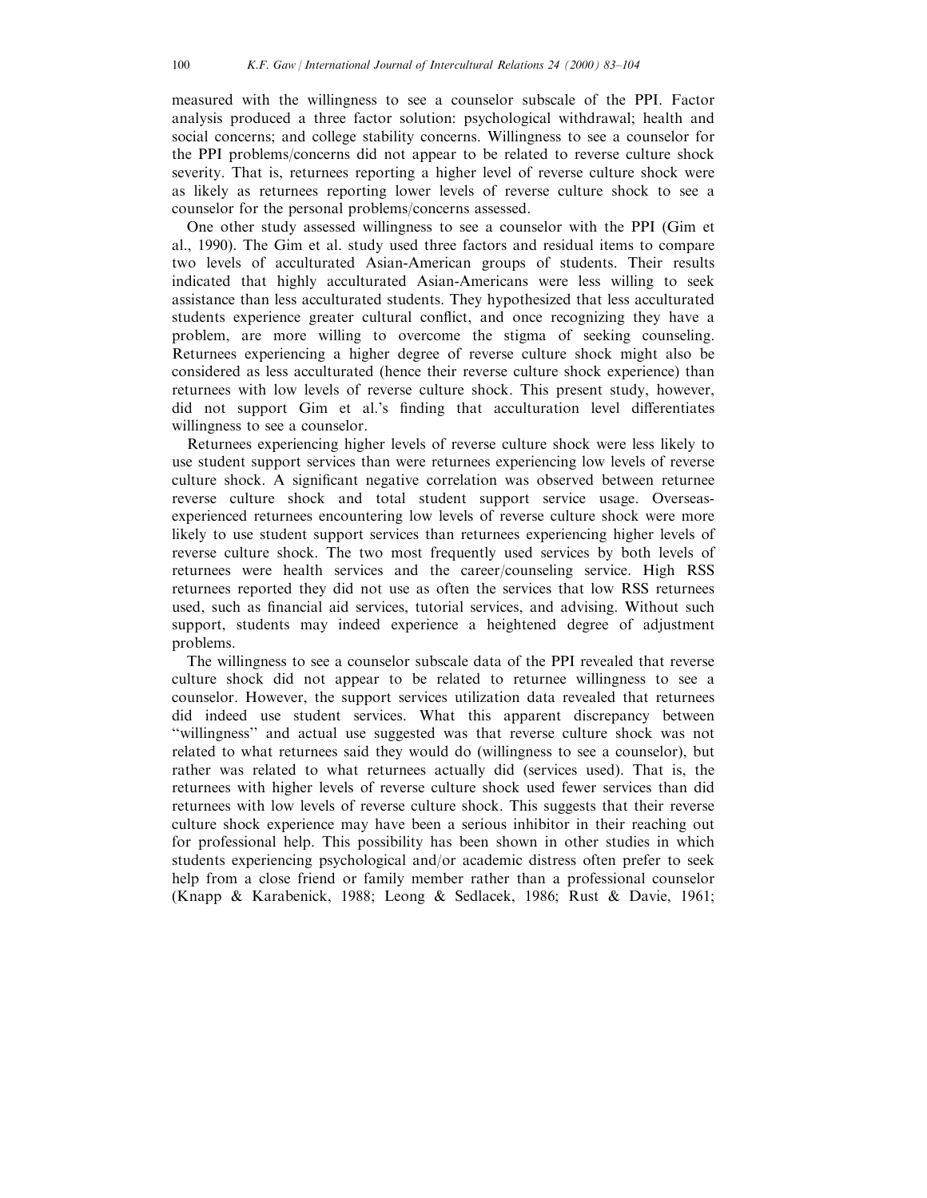measured with the willingness to see a counselor subscale of the PPI. Factor analysis produced a three factor solution: psychological withdrawal; health and social concerns; and college stability concerns. Willingness to see a counselor for the PPI problems/concerns did not appear to be related to reverse culture shock severity. That is, returnees reporting a higher level of reverse culture shock were as likely as returnees reporting lower levels of reverse culture shock to see a counselor for the personal problems/concerns assessed.

One other study assessed willingness to see a counselor with the PPI (Gim et al., 1990). The Gim et al. study used three factors and residual items to compare two levels of acculturated Asian-American groups of students. Their results indicated that highly acculturated Asian-Americans were less willing to seek assistance than less acculturated students. They hypothesized that less acculturated students experience greater cultural conflict, and once recognizing they have a problem, are more willing to overcome the stigma of seeking counseling. Returnees experiencing a higher degree of reverse culture shock might also be considered as less acculturated (hence their reverse culture shock experience) than returnees with low levels of reverse culture shock. This present study, however, did not support Gim et al.'s finding that acculturation level differentiates willingness to see a counselor.

Returnees experiencing higher levels of reverse culture shock were less likely to use student support services than were returnees experiencing low levels of reverse culture shock. A significant negative correlation was observed between returnee reverse culture shock and total student support service usage. Overseas-experienced returnees encountering low levels of reverse culture shock were more likely to use student support services than returnees experiencing higher levels of reverse culture shock. The two most frequently used services by both levels of returnees were health services and the career/counseling service. High RSS returnees reported they did not use as often the services that low RSS returnees used, such as financial aid services, tutorial services, and advising. Without such support, students may indeed experience a heightened degree of adjustment problems.

The willingness to see a counselor subscale data of the PPI revealed that reverse culture shock did not appear to be related to returnee willingness to see a counselor. However, the support services utilization data revealed that returnees did indeed use student services. What this apparent discrepancy between "willingness" and actual use suggested was that reverse culture shock was not related to what returnees said they would do (willingness to see a counselor), but rather was related to what returnees actually did (services used). That is, the returnees with higher levels of reverse culture shock used fewer services than did returnees with low levels of reverse culture shock. This suggests that their reverse culture shock experience may have been a serious inhibitor in their reaching out for professional help. This possibility has been shown in other studies in which students experiencing psychological and/or academic distress often prefer to seek help from a close friend or family member rather than a professional counselor (Knapp & Karabenick, 1988; Leong & Sedlacek, 1986; Rust & Davie, 1961;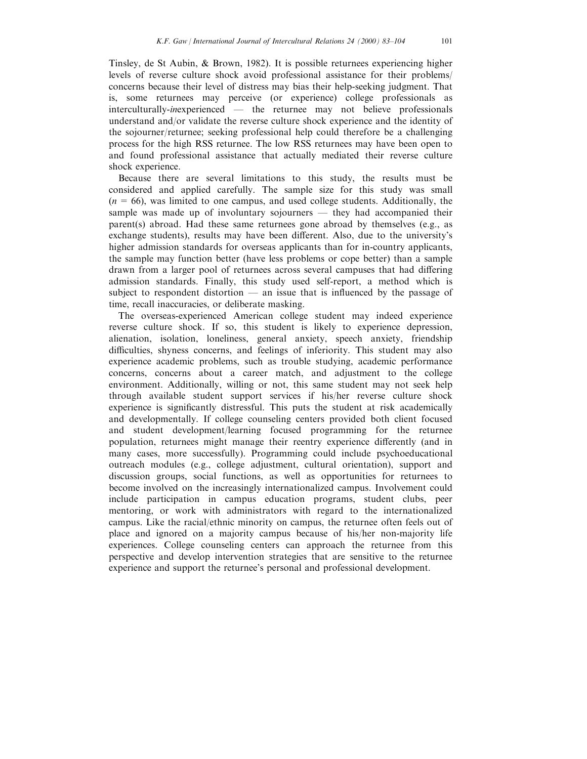Tinsley, de St Aubin, & Brown, 1982). It is possible returnees experiencing higher levels of reverse culture shock avoid professional assistance for their problems/concerns because their level of distress may bias their help-seeking judgment. That is, some returnees may perceive (or experience) college professionals as interculturally-*in*experienced — the returnee may not believe professionals understand and/or validate the reverse culture shock experience and the identity of the sojourner/returnee; seeking professional help could therefore be a challenging process for the high RSS returnee. The low RSS returnees may have been open to and found professional assistance that actually mediated their reverse culture shock experience.

Because there are several limitations to this study, the results must be considered and applied carefully. The sample size for this study was small ($n = 66$), was limited to one campus, and used college students. Additionally, the sample was made up of involuntary sojourners — they had accompanied their parent(s) abroad. Had these same returnees gone abroad by themselves (e.g., as exchange students), results may have been different. Also, due to the university's higher admission standards for overseas applicants than for in-country applicants, the sample may function better (have less problems or cope better) than a sample drawn from a larger pool of returnees across several campuses that had differing admission standards. Finally, this study used self-report, a method which is subject to respondent distortion — an issue that is influenced by the passage of time, recall inaccuracies, or deliberate masking.

The overseas-experienced American college student may indeed experience reverse culture shock. If so, this student is likely to experience depression, alienation, isolation, loneliness, general anxiety, speech anxiety, friendship difficulties, shyness concerns, and feelings of inferiority. This student may also experience academic problems, such as trouble studying, academic performance concerns, concerns about a career match, and adjustment to the college environment. Additionally, willing or not, this same student may not seek help through available student support services if his/her reverse culture shock experience is significantly distressful. This puts the student at risk academically and developmentally. If college counseling centers provided both client focused and student development/learning focused programming for the returnee population, returnees might manage their reentry experience differently (and in many cases, more successfully). Programming could include psychoeducational outreach modules (e.g., college adjustment, cultural orientation), support and discussion groups, social functions, as well as opportunities for returnees to become involved on the increasingly internationalized campus. Involvement could include participation in campus education programs, student clubs, peer mentoring, or work with administrators with regard to the internationalized campus. Like the racial/ethnic minority on campus, the returnee often feels out of place and ignored on a majority campus because of his/her non-majority life experiences. College counseling centers can approach the returnee from this perspective and develop intervention strategies that are sensitive to the returnee experience and support the returnee's personal and professional development.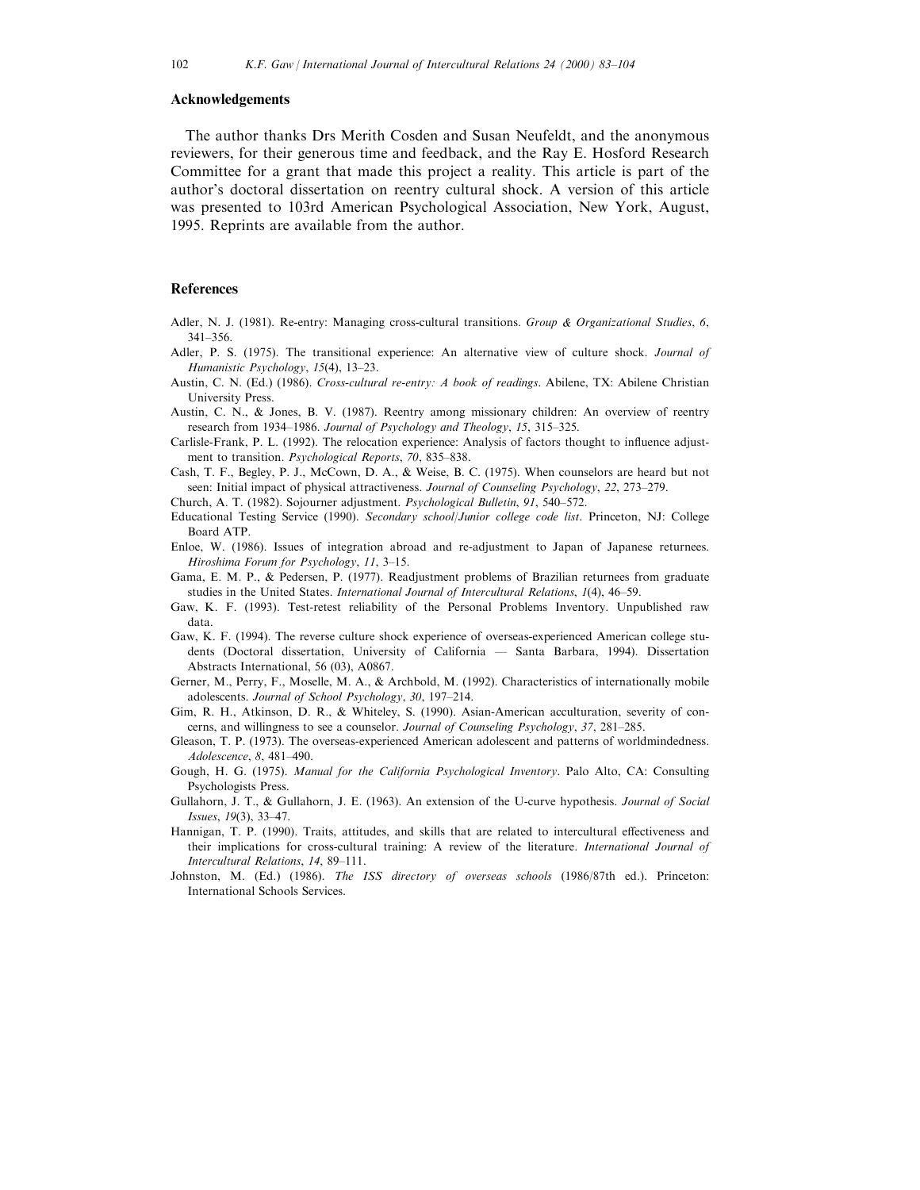## Acknowledgements

The author thanks Drs Merith Cosden and Susan Neufeldt, and the anonymous reviewers, for their generous time and feedback, and the Ray E. Hosford Research Committee for a grant that made this project a reality. This article is part of the author's doctoral dissertation on reentry cultural shock. A version of this article was presented to 103rd American Psychological Association, New York, August, 1995. Reprints are available from the author.

## References

Adler, N. J. (1981). Re-entry: Managing cross-cultural transitions. *Group & Organizational Studies*, *6*, 341–356.

Adler, P. S. (1975). The transitional experience: An alternative view of culture shock. *Journal of Humanistic Psychology*, *15*(4), 13–23.

Austin, C. N. (Ed.) (1986). *Cross-cultural re-entry: A book of readings*. Abilene, TX: Abilene Christian University Press.

Austin, C. N., & Jones, B. V. (1987). Reentry among missionary children: An overview of reentry research from 1934–1986. *Journal of Psychology and Theology*, *15*, 315–325.

Carlisle-Frank, P. L. (1992). The relocation experience: Analysis of factors thought to influence adjustment to transition. *Psychological Reports*, *70*, 835–838.

Cash, T. F., Begley, P. J., McCown, D. A., & Weise, B. C. (1975). When counselors are heard but not seen: Initial impact of physical attractiveness. *Journal of Counseling Psychology*, *22*, 273–279.

Church, A. T. (1982). Sojourner adjustment. *Psychological Bulletin*, *91*, 540–572.

Educational Testing Service (1990). *Secondary school/Junior college code list*. Princeton, NJ: College Board ATP.

Enloe, W. (1986). Issues of integration abroad and re-adjustment to Japan of Japanese returnees. *Hiroshima Forum for Psychology*, *11*, 3–15.

Gama, E. M. P., & Pedersen, P. (1977). Readjustment problems of Brazilian returnees from graduate studies in the United States. *International Journal of Intercultural Relations*, *1*(4), 46–59.

Gaw, K. F. (1993). Test-retest reliability of the Personal Problems Inventory. Unpublished raw data.

Gaw, K. F. (1994). The reverse culture shock experience of overseas-experienced American college students (Doctoral dissertation, University of California — Santa Barbara, 1994). Dissertation Abstracts International, 56 (03), A0867.

Gerner, M., Perry, F., Moselle, M. A., & Archbold, M. (1992). Characteristics of internationally mobile adolescents. *Journal of School Psychology*, *30*, 197–214.

Gim, R. H., Atkinson, D. R., & Whiteley, S. (1990). Asian-American acculturation, severity of concerns, and willingness to see a counselor. *Journal of Counseling Psychology*, *37*, 281–285.

Gleason, T. P. (1973). The overseas-experienced American adolescent and patterns of worldmindedness. *Adolescence*, *8*, 481–490.

Gough, H. G. (1975). *Manual for the California Psychological Inventory*. Palo Alto, CA: Consulting Psychologists Press.

Gullahorn, J. T., & Gullahorn, J. E. (1963). An extension of the U-curve hypothesis. *Journal of Social Issues*, *19*(3), 33–47.

Hannigan, T. P. (1990). Traits, attitudes, and skills that are related to intercultural effectiveness and their implications for cross-cultural training: A review of the literature. *International Journal of Intercultural Relations*, *14*, 89–111.

Johnston, M. (Ed.) (1986). *The ISS directory of overseas schools* (1986/87th ed.). Princeton: International Schools Services.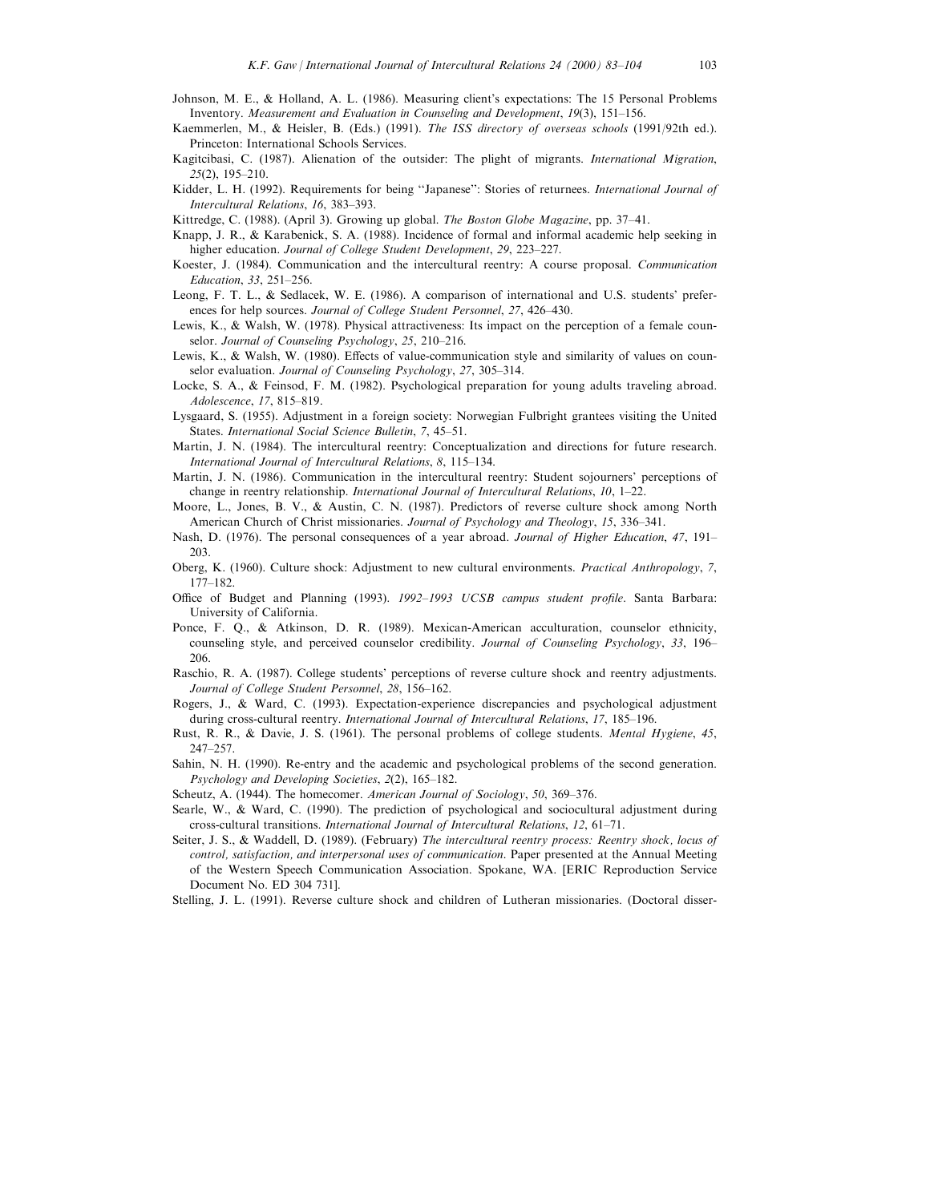Johnson, M. E., & Holland, A. L. (1986). Measuring client's expectations: The 15 Personal Problems Inventory. *Measurement and Evaluation in Counseling and Development*, *19*(3), 151–156.

Kaemmerlen, M., & Heisler, B. (Eds.) (1991). *The ISS directory of overseas schools* (1991/92th ed.). Princeton: International Schools Services.

Kagitcibasi, C. (1987). Alienation of the outsider: The plight of migrants. *International Migration*, *25*(2), 195–210.

Kidder, L. H. (1992). Requirements for being ''Japanese'': Stories of returnees. *International Journal of Intercultural Relations*, *16*, 383–393.

Kittredge, C. (1988). (April 3). Growing up global. *The Boston Globe Magazine*, pp. 37–41.

Knapp, J. R., & Karabenick, S. A. (1988). Incidence of formal and informal academic help seeking in higher education. *Journal of College Student Development*, *29*, 223–227.

Koester, J. (1984). Communication and the intercultural reentry: A course proposal. *Communication Education*, *33*, 251–256.

Leong, F. T. L., & Sedlacek, W. E. (1986). A comparison of international and U.S. students' preferences for help sources. *Journal of College Student Personnel*, *27*, 426–430.

Lewis, K., & Walsh, W. (1978). Physical attractiveness: Its impact on the perception of a female counselor. *Journal of Counseling Psychology*, *25*, 210–216.

Lewis, K., & Walsh, W. (1980). Effects of value-communication style and similarity of values on counselor evaluation. *Journal of Counseling Psychology*, *27*, 305–314.

Locke, S. A., & Feinsod, F. M. (1982). Psychological preparation for young adults traveling abroad. *Adolescence*, *17*, 815–819.

Lysgaard, S. (1955). Adjustment in a foreign society: Norwegian Fulbright grantees visiting the United States. *International Social Science Bulletin*, *7*, 45–51.

Martin, J. N. (1984). The intercultural reentry: Conceptualization and directions for future research. *International Journal of Intercultural Relations*, *8*, 115–134.

Martin, J. N. (1986). Communication in the intercultural reentry: Student sojourners' perceptions of change in reentry relationship. *International Journal of Intercultural Relations*, *10*, 1–22.

Moore, L., Jones, B. V., & Austin, C. N. (1987). Predictors of reverse culture shock among North American Church of Christ missionaries. *Journal of Psychology and Theology*, *15*, 336–341.

Nash, D. (1976). The personal consequences of a year abroad. *Journal of Higher Education*, *47*, 191–203.

Oberg, K. (1960). Culture shock: Adjustment to new cultural environments. *Practical Anthropology*, *7*, 177–182.

Office of Budget and Planning (1993). *1992–1993 UCSB campus student profile*. Santa Barbara: University of California.

Ponce, F. Q., & Atkinson, D. R. (1989). Mexican-American acculturation, counselor ethnicity, counseling style, and perceived counselor credibility. *Journal of Counseling Psychology*, *33*, 196–206.

Raschio, R. A. (1987). College students' perceptions of reverse culture shock and reentry adjustments. *Journal of College Student Personnel*, *28*, 156–162.

Rogers, J., & Ward, C. (1993). Expectation-experience discrepancies and psychological adjustment during cross-cultural reentry. *International Journal of Intercultural Relations*, *17*, 185–196.

Rust, R. R., & Davie, J. S. (1961). The personal problems of college students. *Mental Hygiene*, *45*, 247–257.

Sahin, N. H. (1990). Re-entry and the academic and psychological problems of the second generation. *Psychology and Developing Societies*, *2*(2), 165–182.

Scheutz, A. (1944). The homecomer. *American Journal of Sociology*, *50*, 369–376.

Searle, W., & Ward, C. (1990). The prediction of psychological and sociocultural adjustment during cross-cultural transitions. *International Journal of Intercultural Relations*, *12*, 61–71.

Seiter, J. S., & Waddell, D. (1989). (February) *The intercultural reentry process: Reentry shock, locus of control, satisfaction, and interpersonal uses of communication*. Paper presented at the Annual Meeting of the Western Speech Communication Association. Spokane, WA. [ERIC Reproduction Service Document No. ED 304 731].

Stelling, J. L. (1991). Reverse culture shock and children of Lutheran missionaries. (Doctoral disser-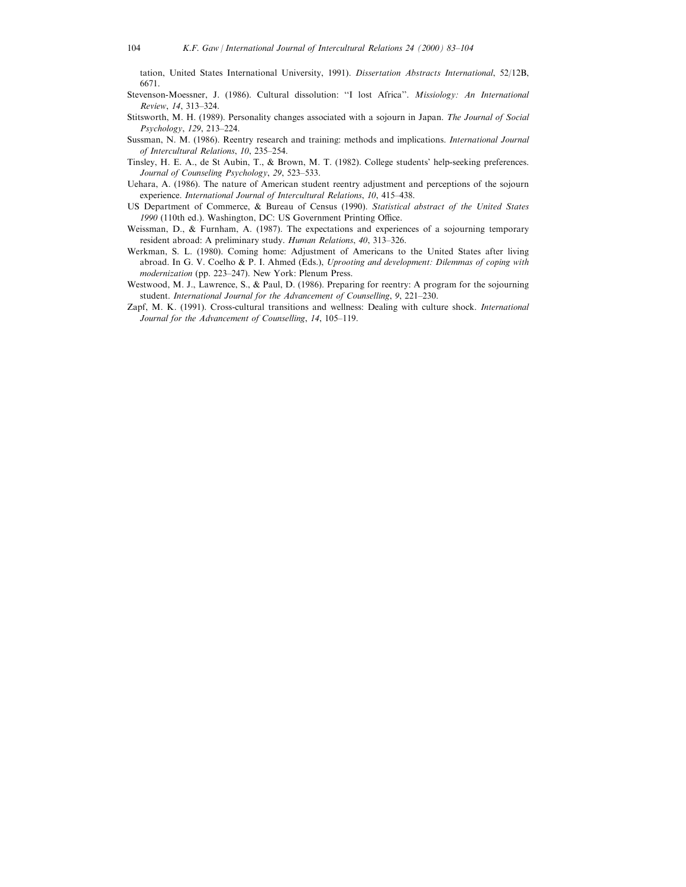tation, United States International University, 1991). *Dissertation Abstracts International*, 52/12B, 6671.

Stevenson-Moessner, J. (1986). Cultural dissolution: ''I lost Africa''. *Missiology: An International Review*, *14*, 313–324.

Stitsworth, M. H. (1989). Personality changes associated with a sojourn in Japan. *The Journal of Social Psychology*, *129*, 213–224.

Sussman, N. M. (1986). Reentry research and training: methods and implications. *International Journal of Intercultural Relations*, *10*, 235–254.

Tinsley, H. E. A., de St Aubin, T., & Brown, M. T. (1982). College students' help-seeking preferences. *Journal of Counseling Psychology*, *29*, 523–533.

Uehara, A. (1986). The nature of American student reentry adjustment and perceptions of the sojourn experience. *International Journal of Intercultural Relations*, *10*, 415–438.

US Department of Commerce, & Bureau of Census (1990). *Statistical abstract of the United States 1990* (110th ed.). Washington, DC: US Government Printing Office.

Weissman, D., & Furnham, A. (1987). The expectations and experiences of a sojourning temporary resident abroad: A preliminary study. *Human Relations*, *40*, 313–326.

Werkman, S. L. (1980). Coming home: Adjustment of Americans to the United States after living abroad. In G. V. Coelho & P. I. Ahmed (Eds.), *Uprooting and development: Dilemmas of coping with modernization* (pp. 223–247). New York: Plenum Press.

Westwood, M. J., Lawrence, S., & Paul, D. (1986). Preparing for reentry: A program for the sojourning student. *International Journal for the Advancement of Counselling*, *9*, 221–230.

Zapf, M. K. (1991). Cross-cultural transitions and wellness: Dealing with culture shock. *International Journal for the Advancement of Counselling*, *14*, 105–119.